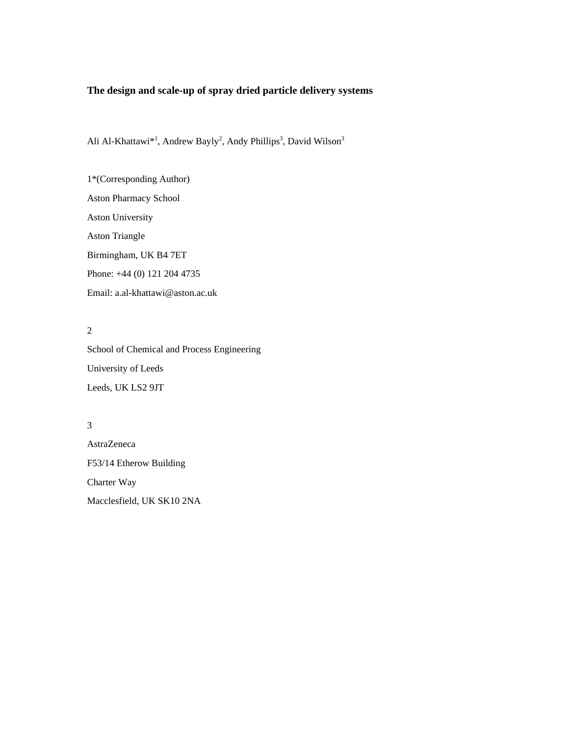# The design and scale-up of spray dried particle delivery systems

Ali Al-Khattawi*[1], Andrew Bayly[2], Andy Phillips[3], David Wilson[3]

1*(Corresponding Author)

Aston Pharmacy School

Aston University

Aston Triangle

Birmingham, UK B4 7ET

Phone: +44 (0) 121 204 4735

Email: a.al-khattawi@aston.ac.uk

2

School of Chemical and Process Engineering

University of Leeds

Leeds, UK LS2 9JT

3

AstraZeneca

F53/14 Etherow Building

Charter Way

Macclesfield, UK SK10 2NA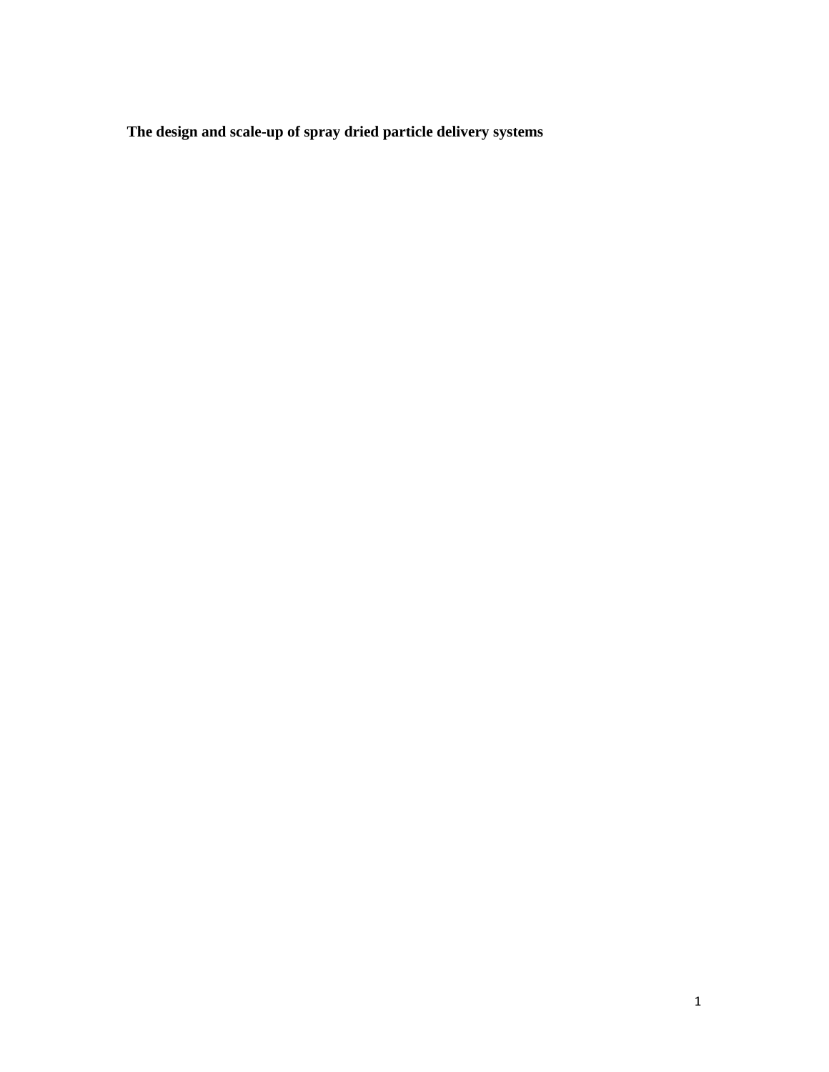**The design and scale-up of spray dried particle delivery systems**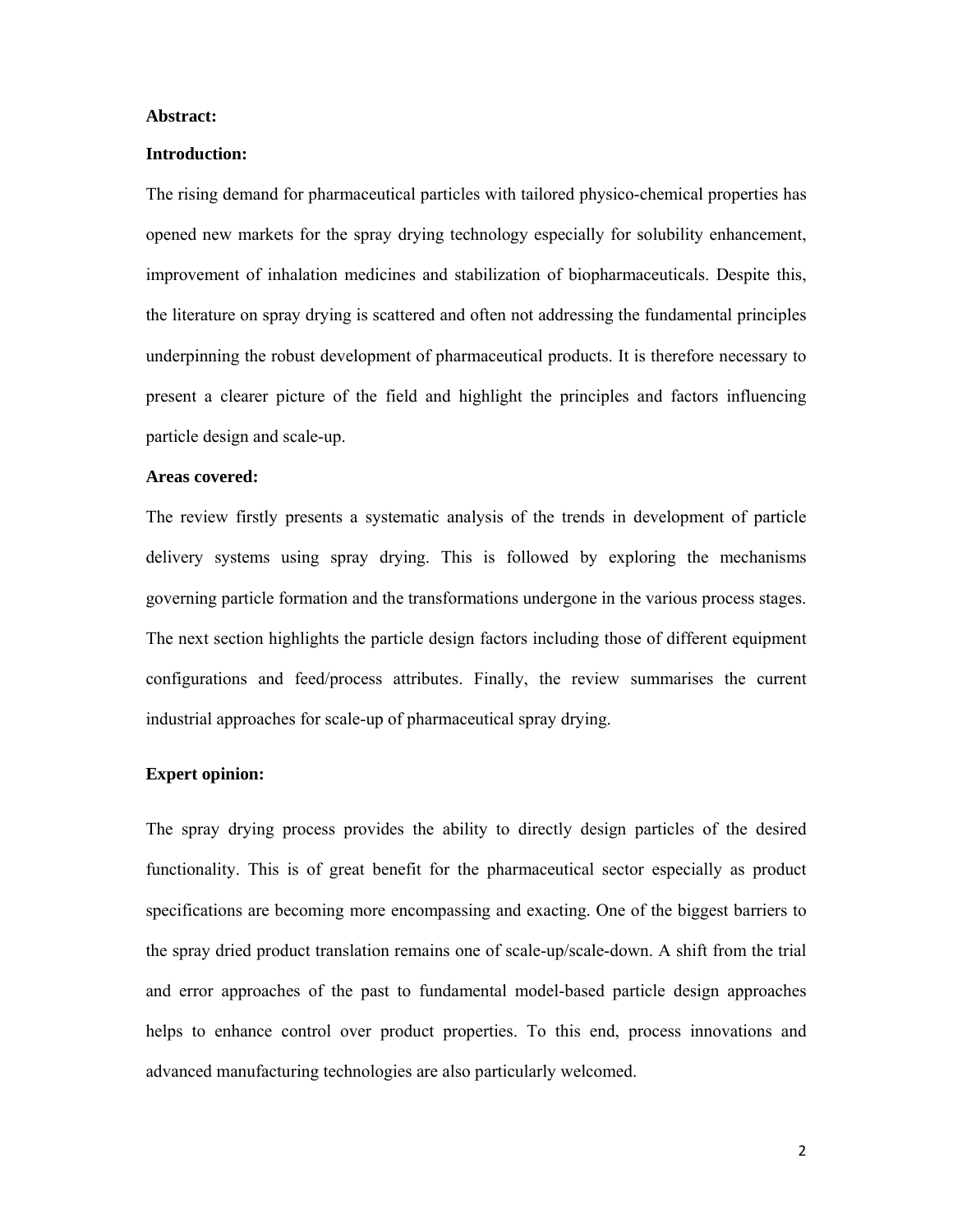**Abstract:**

**Introduction:**

The rising demand for pharmaceutical particles with tailored physico-chemical properties has opened new markets for the spray drying technology especially for solubility enhancement, improvement of inhalation medicines and stabilization of biopharmaceuticals. Despite this, the literature on spray drying is scattered and often not addressing the fundamental principles underpinning the robust development of pharmaceutical products. It is therefore necessary to present a clearer picture of the field and highlight the principles and factors influencing particle design and scale-up.

**Areas covered:**

The review firstly presents a systematic analysis of the trends in development of particle delivery systems using spray drying. This is followed by exploring the mechanisms governing particle formation and the transformations undergone in the various process stages. The next section highlights the particle design factors including those of different equipment configurations and feed/process attributes. Finally, the review summarises the current industrial approaches for scale-up of pharmaceutical spray drying.

**Expert opinion:**

The spray drying process provides the ability to directly design particles of the desired functionality. This is of great benefit for the pharmaceutical sector especially as product specifications are becoming more encompassing and exacting. One of the biggest barriers to the spray dried product translation remains one of scale-up/scale-down. A shift from the trial and error approaches of the past to fundamental model-based particle design approaches helps to enhance control over product properties. To this end, process innovations and advanced manufacturing technologies are also particularly welcomed.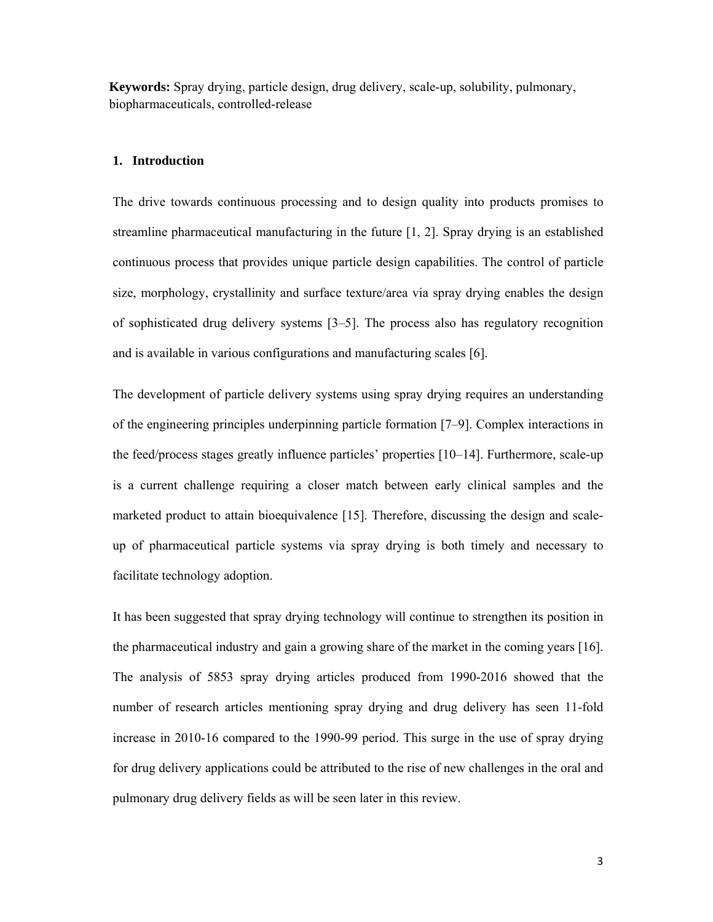**Keywords:** Spray drying, particle design, drug delivery, scale-up, solubility, pulmonary, biopharmaceuticals, controlled-release

## 1. Introduction

The drive towards continuous processing and to design quality into products promises to streamline pharmaceutical manufacturing in the future [1, 2]. Spray drying is an established continuous process that provides unique particle design capabilities. The control of particle size, morphology, crystallinity and surface texture/area via spray drying enables the design of sophisticated drug delivery systems [3–5]. The process also has regulatory recognition and is available in various configurations and manufacturing scales [6].

The development of particle delivery systems using spray drying requires an understanding of the engineering principles underpinning particle formation [7–9]. Complex interactions in the feed/process stages greatly influence particles' properties [10–14]. Furthermore, scale-up is a current challenge requiring a closer match between early clinical samples and the marketed product to attain bioequivalence [15]. Therefore, discussing the design and scale-up of pharmaceutical particle systems via spray drying is both timely and necessary to facilitate technology adoption.

It has been suggested that spray drying technology will continue to strengthen its position in the pharmaceutical industry and gain a growing share of the market in the coming years [16]. The analysis of 5853 spray drying articles produced from 1990-2016 showed that the number of research articles mentioning spray drying and drug delivery has seen 11-fold increase in 2010-16 compared to the 1990-99 period. This surge in the use of spray drying for drug delivery applications could be attributed to the rise of new challenges in the oral and pulmonary drug delivery fields as will be seen later in this review.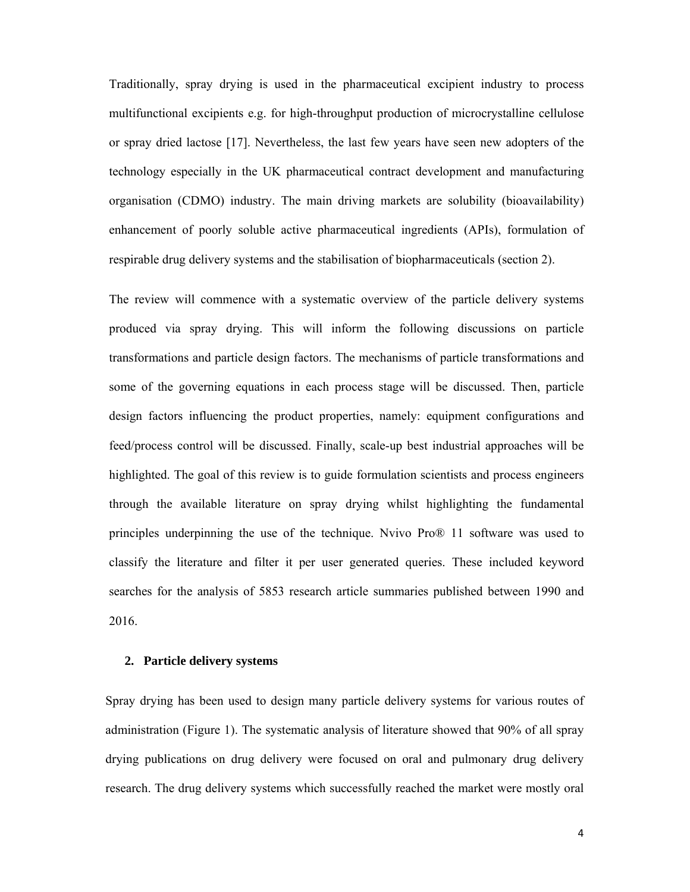Traditionally, spray drying is used in the pharmaceutical excipient industry to process multifunctional excipients e.g. for high-throughput production of microcrystalline cellulose or spray dried lactose [17]. Nevertheless, the last few years have seen new adopters of the technology especially in the UK pharmaceutical contract development and manufacturing organisation (CDMO) industry. The main driving markets are solubility (bioavailability) enhancement of poorly soluble active pharmaceutical ingredients (APIs), formulation of respirable drug delivery systems and the stabilisation of biopharmaceuticals (section 2).

The review will commence with a systematic overview of the particle delivery systems produced via spray drying. This will inform the following discussions on particle transformations and particle design factors. The mechanisms of particle transformations and some of the governing equations in each process stage will be discussed. Then, particle design factors influencing the product properties, namely: equipment configurations and feed/process control will be discussed. Finally, scale-up best industrial approaches will be highlighted. The goal of this review is to guide formulation scientists and process engineers through the available literature on spray drying whilst highlighting the fundamental principles underpinning the use of the technique. Nvivo Pro® 11 software was used to classify the literature and filter it per user generated queries. These included keyword searches for the analysis of 5853 research article summaries published between 1990 and 2016.

## 2. Particle delivery systems

Spray drying has been used to design many particle delivery systems for various routes of administration (Figure 1). The systematic analysis of literature showed that 90% of all spray drying publications on drug delivery were focused on oral and pulmonary drug delivery research. The drug delivery systems which successfully reached the market were mostly oral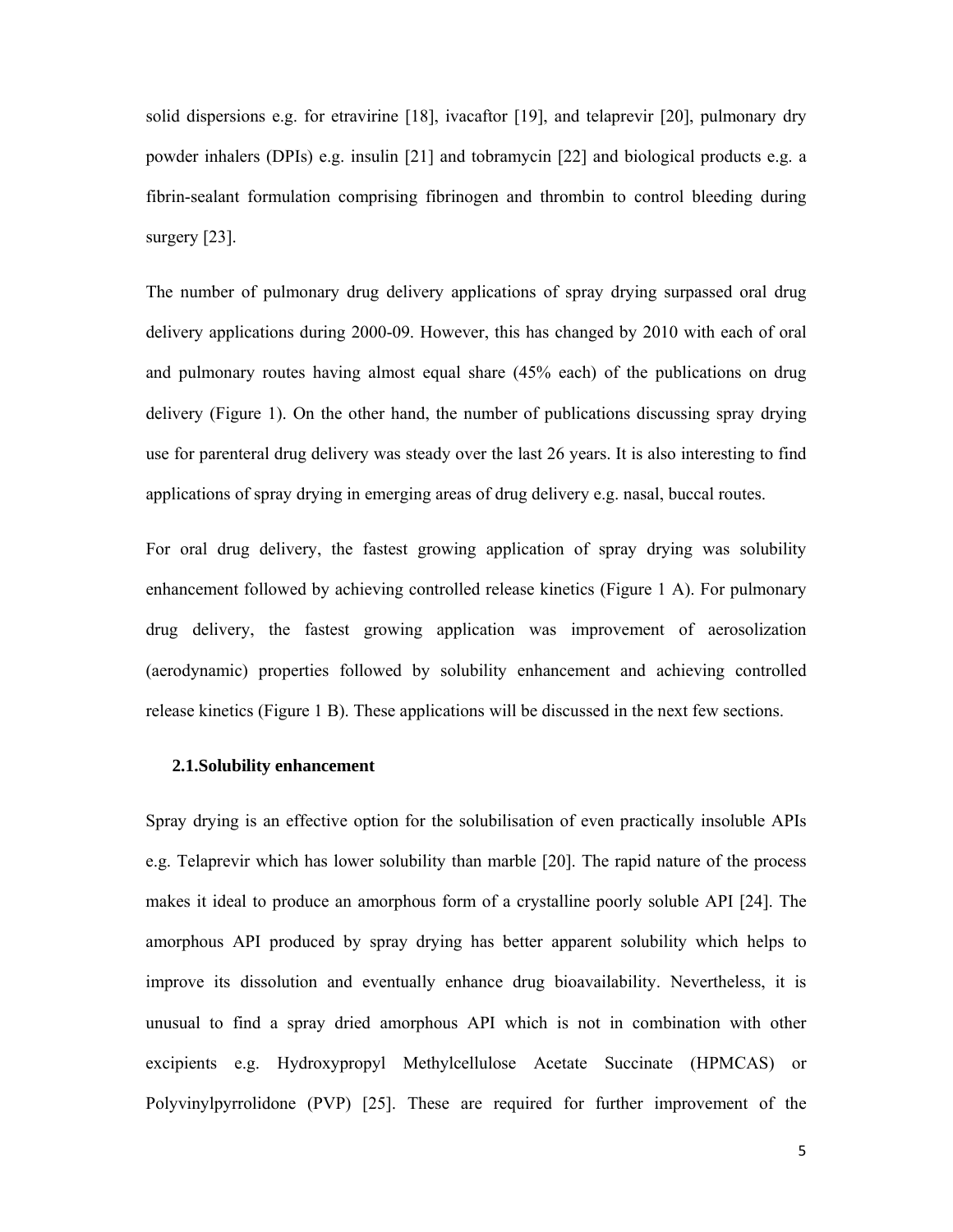solid dispersions e.g. for etravirine [18], ivacaftor [19], and telaprevir [20], pulmonary dry powder inhalers (DPIs) e.g. insulin [21] and tobramycin [22] and biological products e.g. a fibrin-sealant formulation comprising fibrinogen and thrombin to control bleeding during surgery [23].

The number of pulmonary drug delivery applications of spray drying surpassed oral drug delivery applications during 2000-09. However, this has changed by 2010 with each of oral and pulmonary routes having almost equal share (45% each) of the publications on drug delivery (Figure 1). On the other hand, the number of publications discussing spray drying use for parenteral drug delivery was steady over the last 26 years. It is also interesting to find applications of spray drying in emerging areas of drug delivery e.g. nasal, buccal routes.

For oral drug delivery, the fastest growing application of spray drying was solubility enhancement followed by achieving controlled release kinetics (Figure 1 A). For pulmonary drug delivery, the fastest growing application was improvement of aerosolization (aerodynamic) properties followed by solubility enhancement and achieving controlled release kinetics (Figure 1 B). These applications will be discussed in the next few sections.

### 2.1. Solubility enhancement

Spray drying is an effective option for the solubilisation of even practically insoluble APIs e.g. Telaprevir which has lower solubility than marble [20]. The rapid nature of the process makes it ideal to produce an amorphous form of a crystalline poorly soluble API [24]. The amorphous API produced by spray drying has better apparent solubility which helps to improve its dissolution and eventually enhance drug bioavailability. Nevertheless, it is unusual to find a spray dried amorphous API which is not in combination with other excipients e.g. Hydroxypropyl Methylcellulose Acetate Succinate (HPMCAS) or Polyvinylpyrrolidone (PVP) [25]. These are required for further improvement of the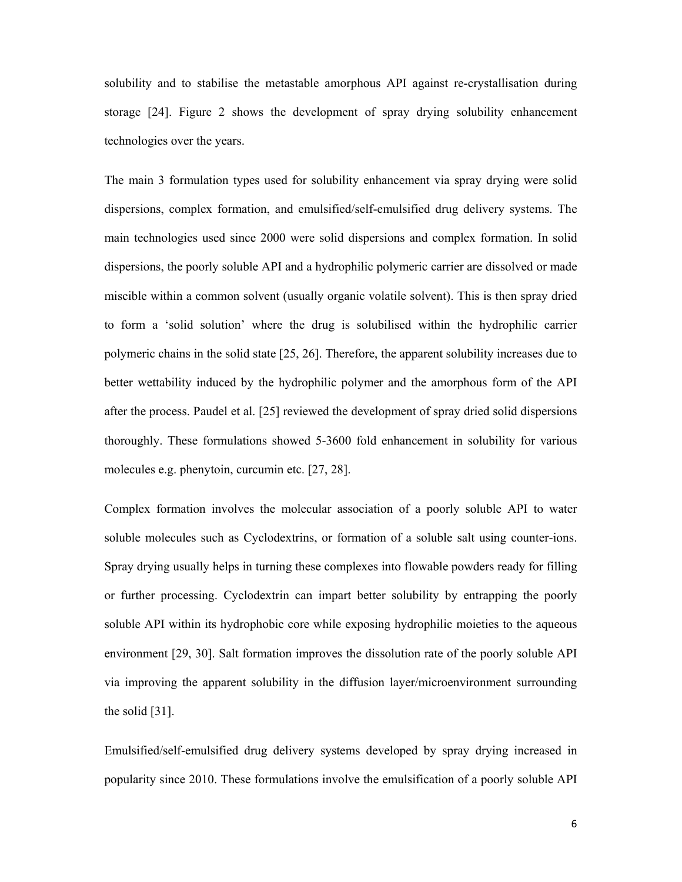solubility and to stabilise the metastable amorphous API against re-crystallisation during storage [24]. Figure 2 shows the development of spray drying solubility enhancement technologies over the years.

The main 3 formulation types used for solubility enhancement via spray drying were solid dispersions, complex formation, and emulsified/self-emulsified drug delivery systems. The main technologies used since 2000 were solid dispersions and complex formation. In solid dispersions, the poorly soluble API and a hydrophilic polymeric carrier are dissolved or made miscible within a common solvent (usually organic volatile solvent). This is then spray dried to form a 'solid solution' where the drug is solubilised within the hydrophilic carrier polymeric chains in the solid state [25, 26]. Therefore, the apparent solubility increases due to better wettability induced by the hydrophilic polymer and the amorphous form of the API after the process. Paudel et al. [25] reviewed the development of spray dried solid dispersions thoroughly. These formulations showed 5-3600 fold enhancement in solubility for various molecules e.g. phenytoin, curcumin etc. [27, 28].

Complex formation involves the molecular association of a poorly soluble API to water soluble molecules such as Cyclodextrins, or formation of a soluble salt using counter-ions. Spray drying usually helps in turning these complexes into flowable powders ready for filling or further processing. Cyclodextrin can impart better solubility by entrapping the poorly soluble API within its hydrophobic core while exposing hydrophilic moieties to the aqueous environment [29, 30]. Salt formation improves the dissolution rate of the poorly soluble API via improving the apparent solubility in the diffusion layer/microenvironment surrounding the solid [31].

Emulsified/self-emulsified drug delivery systems developed by spray drying increased in popularity since 2010. These formulations involve the emulsification of a poorly soluble API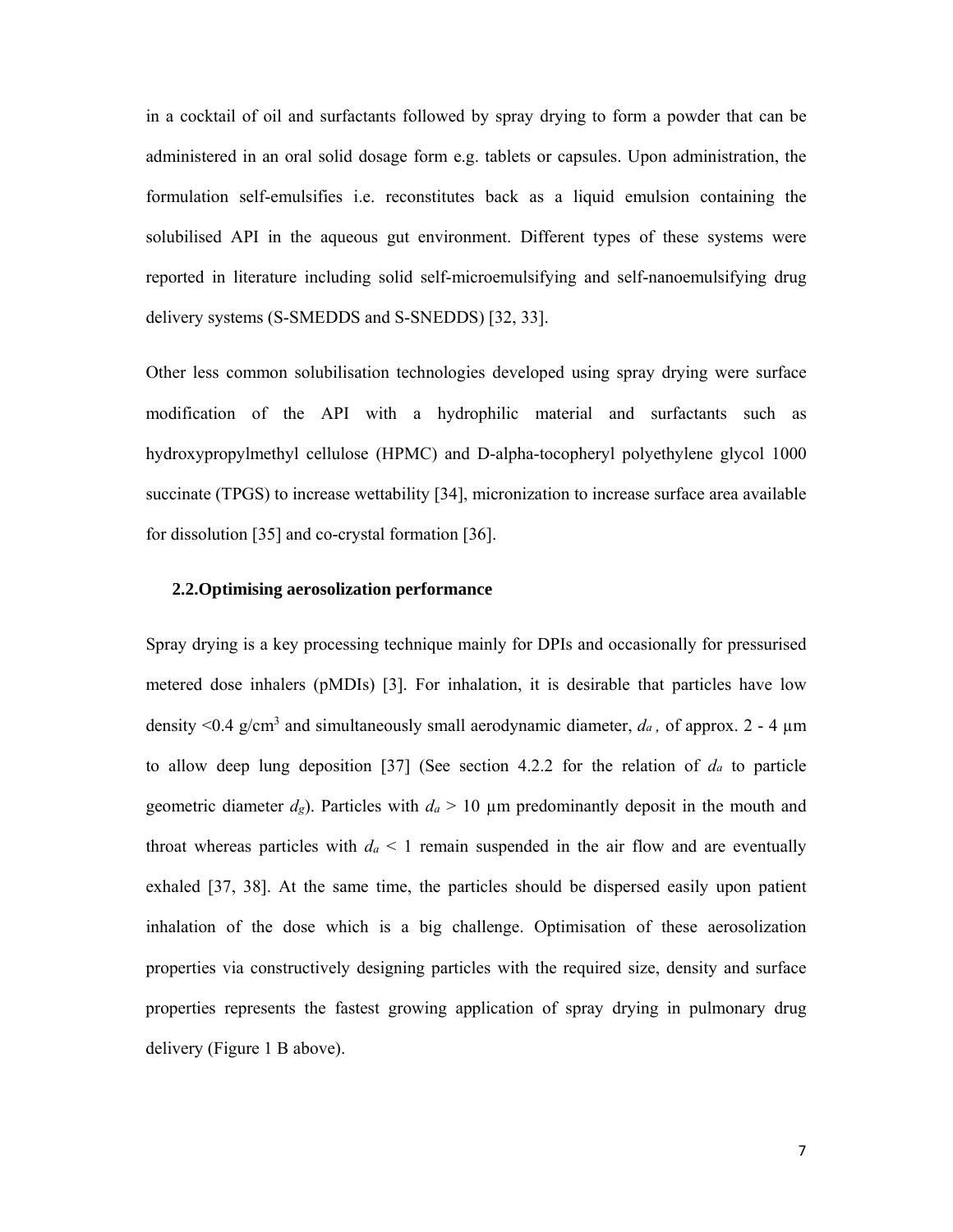in a cocktail of oil and surfactants followed by spray drying to form a powder that can be administered in an oral solid dosage form e.g. tablets or capsules. Upon administration, the formulation self-emulsifies i.e. reconstitutes back as a liquid emulsion containing the solubilised API in the aqueous gut environment. Different types of these systems were reported in literature including solid self-microemulsifying and self-nanoemulsifying drug delivery systems (S-SMEDDS and S-SNEDDS) [32, 33].

Other less common solubilisation technologies developed using spray drying were surface modification of the API with a hydrophilic material and surfactants such as hydroxypropylmethyl cellulose (HPMC) and D-alpha-tocopheryl polyethylene glycol 1000 succinate (TPGS) to increase wettability [34], micronization to increase surface area available for dissolution [35] and co-crystal formation [36].

## 2.2. Optimising aerosolization performance

Spray drying is a key processing technique mainly for DPIs and occasionally for pressurised metered dose inhalers (pMDIs) [3]. For inhalation, it is desirable that particles have low density <0.4 g/cm$^3$ and simultaneously small aerodynamic diameter, $d_a$ , of approx. 2 - 4 µm to allow deep lung deposition [37] (See section 4.2.2 for the relation of $d_a$ to particle geometric diameter $d_g$). Particles with $d_a$ > 10 µm predominantly deposit in the mouth and throat whereas particles with $d_a$ < 1 remain suspended in the air flow and are eventually exhaled [37, 38]. At the same time, the particles should be dispersed easily upon patient inhalation of the dose which is a big challenge. Optimisation of these aerosolization properties via constructively designing particles with the required size, density and surface properties represents the fastest growing application of spray drying in pulmonary drug delivery (Figure 1 B above).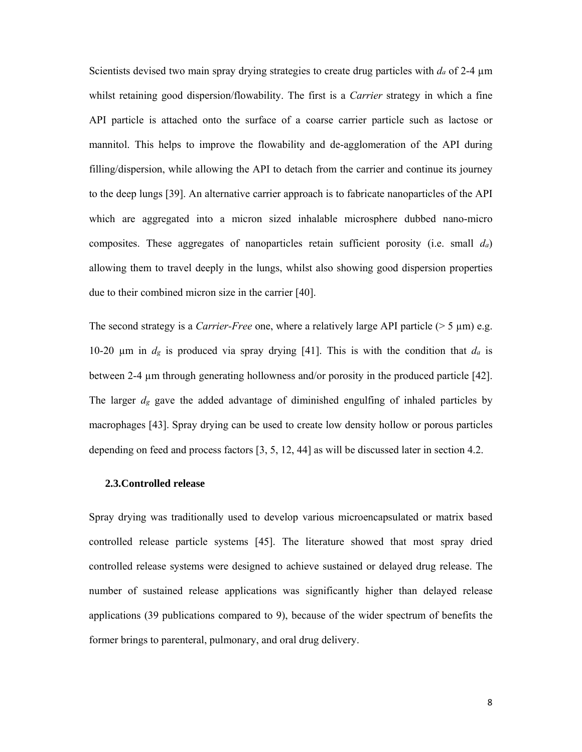Scientists devised two main spray drying strategies to create drug particles with $d_a$ of 2-4 µm whilst retaining good dispersion/flowability. The first is a *Carrier* strategy in which a fine API particle is attached onto the surface of a coarse carrier particle such as lactose or mannitol. This helps to improve the flowability and de-agglomeration of the API during filling/dispersion, while allowing the API to detach from the carrier and continue its journey to the deep lungs [39]. An alternative carrier approach is to fabricate nanoparticles of the API which are aggregated into a micron sized inhalable microsphere dubbed nano-micro composites. These aggregates of nanoparticles retain sufficient porosity (i.e. small $d_a$) allowing them to travel deeply in the lungs, whilst also showing good dispersion properties due to their combined micron size in the carrier [40].

The second strategy is a *Carrier-Free* one, where a relatively large API particle (> 5 µm) e.g. 10-20 µm in $d_g$ is produced via spray drying [41]. This is with the condition that $d_a$ is between 2-4 µm through generating hollowness and/or porosity in the produced particle [42]. The larger $d_g$ gave the added advantage of diminished engulfing of inhaled particles by macrophages [43]. Spray drying can be used to create low density hollow or porous particles depending on feed and process factors [3, 5, 12, 44] as will be discussed later in section 4.2.

### 2.3. Controlled release

Spray drying was traditionally used to develop various microencapsulated or matrix based controlled release particle systems [45]. The literature showed that most spray dried controlled release systems were designed to achieve sustained or delayed drug release. The number of sustained release applications was significantly higher than delayed release applications (39 publications compared to 9), because of the wider spectrum of benefits the former brings to parenteral, pulmonary, and oral drug delivery.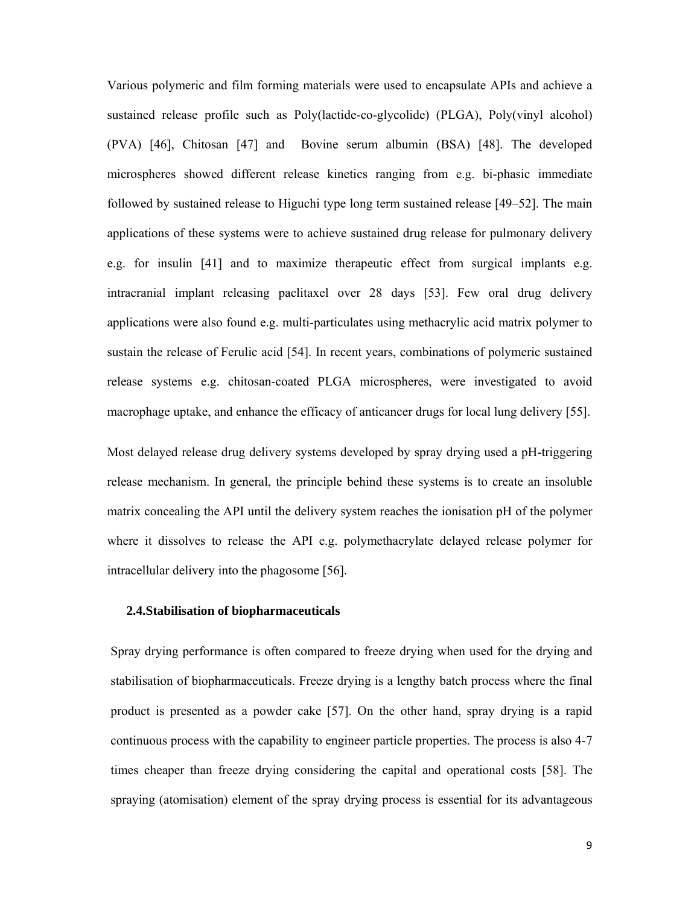Various polymeric and film forming materials were used to encapsulate APIs and achieve a sustained release profile such as Poly(lactide-co-glycolide) (PLGA), Poly(vinyl alcohol) (PVA) [46], Chitosan [47] and Bovine serum albumin (BSA) [48]. The developed microspheres showed different release kinetics ranging from e.g. bi-phasic immediate followed by sustained release to Higuchi type long term sustained release [49–52]. The main applications of these systems were to achieve sustained drug release for pulmonary delivery e.g. for insulin [41] and to maximize therapeutic effect from surgical implants e.g. intracranial implant releasing paclitaxel over 28 days [53]. Few oral drug delivery applications were also found e.g. multi-particulates using methacrylic acid matrix polymer to sustain the release of Ferulic acid [54]. In recent years, combinations of polymeric sustained release systems e.g. chitosan-coated PLGA microspheres, were investigated to avoid macrophage uptake, and enhance the efficacy of anticancer drugs for local lung delivery [55].

Most delayed release drug delivery systems developed by spray drying used a pH-triggering release mechanism. In general, the principle behind these systems is to create an insoluble matrix concealing the API until the delivery system reaches the ionisation pH of the polymer where it dissolves to release the API e.g. polymethacrylate delayed release polymer for intracellular delivery into the phagosome [56].

### 2.4. Stabilisation of biopharmaceuticals

Spray drying performance is often compared to freeze drying when used for the drying and stabilisation of biopharmaceuticals. Freeze drying is a lengthy batch process where the final product is presented as a powder cake [57]. On the other hand, spray drying is a rapid continuous process with the capability to engineer particle properties. The process is also 4-7 times cheaper than freeze drying considering the capital and operational costs [58]. The spraying (atomisation) element of the spray drying process is essential for its advantageous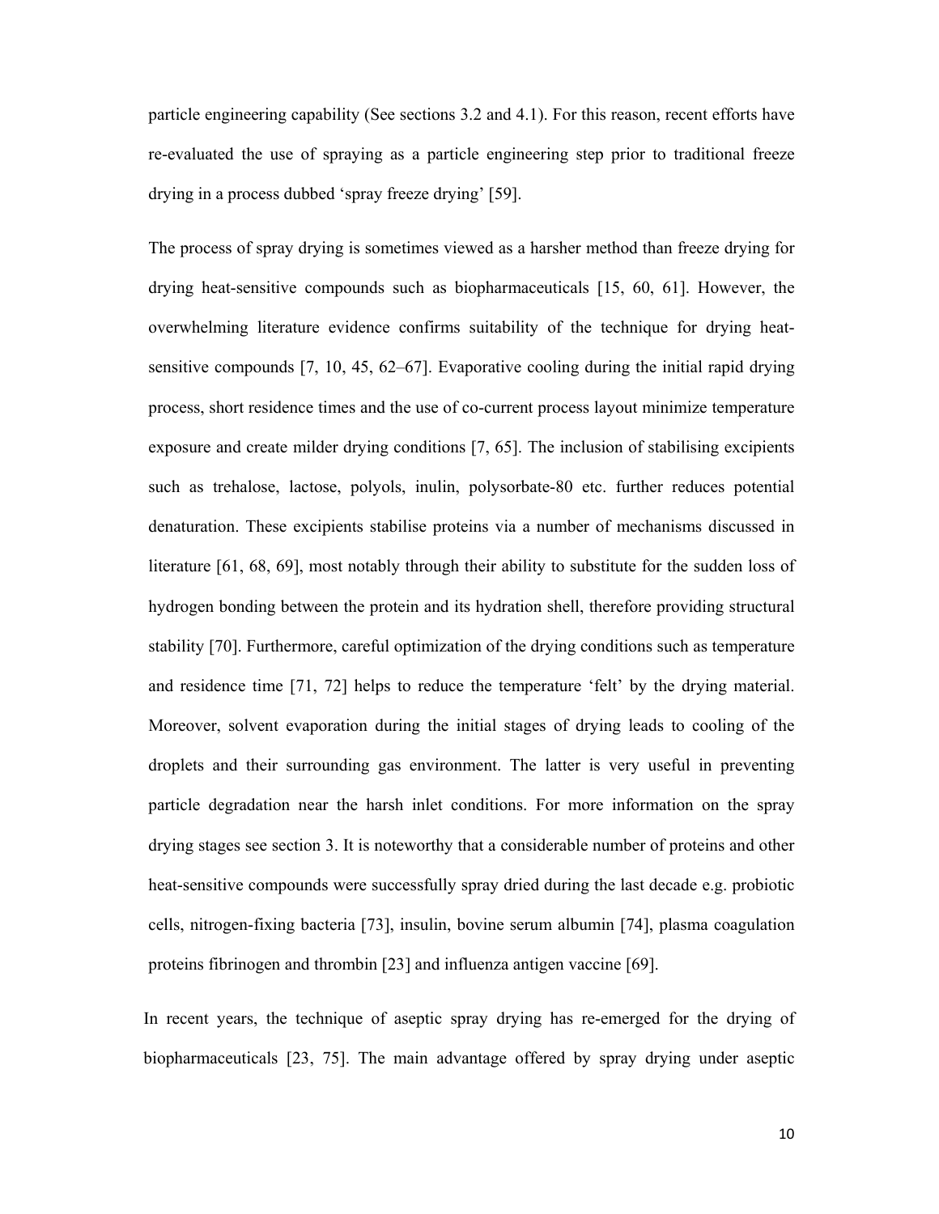particle engineering capability (See sections 3.2 and 4.1). For this reason, recent efforts have re-evaluated the use of spraying as a particle engineering step prior to traditional freeze drying in a process dubbed 'spray freeze drying' [59].

The process of spray drying is sometimes viewed as a harsher method than freeze drying for drying heat-sensitive compounds such as biopharmaceuticals [15, 60, 61]. However, the overwhelming literature evidence confirms suitability of the technique for drying heat-sensitive compounds [7, 10, 45, 62–67]. Evaporative cooling during the initial rapid drying process, short residence times and the use of co-current process layout minimize temperature exposure and create milder drying conditions [7, 65]. The inclusion of stabilising excipients such as trehalose, lactose, polyols, inulin, polysorbate-80 etc. further reduces potential denaturation. These excipients stabilise proteins via a number of mechanisms discussed in literature [61, 68, 69], most notably through their ability to substitute for the sudden loss of hydrogen bonding between the protein and its hydration shell, therefore providing structural stability [70]. Furthermore, careful optimization of the drying conditions such as temperature and residence time [71, 72] helps to reduce the temperature 'felt' by the drying material. Moreover, solvent evaporation during the initial stages of drying leads to cooling of the droplets and their surrounding gas environment. The latter is very useful in preventing particle degradation near the harsh inlet conditions. For more information on the spray drying stages see section 3. It is noteworthy that a considerable number of proteins and other heat-sensitive compounds were successfully spray dried during the last decade e.g. probiotic cells, nitrogen-fixing bacteria [73], insulin, bovine serum albumin [74], plasma coagulation proteins fibrinogen and thrombin [23] and influenza antigen vaccine [69].

In recent years, the technique of aseptic spray drying has re-emerged for the drying of biopharmaceuticals [23, 75]. The main advantage offered by spray drying under aseptic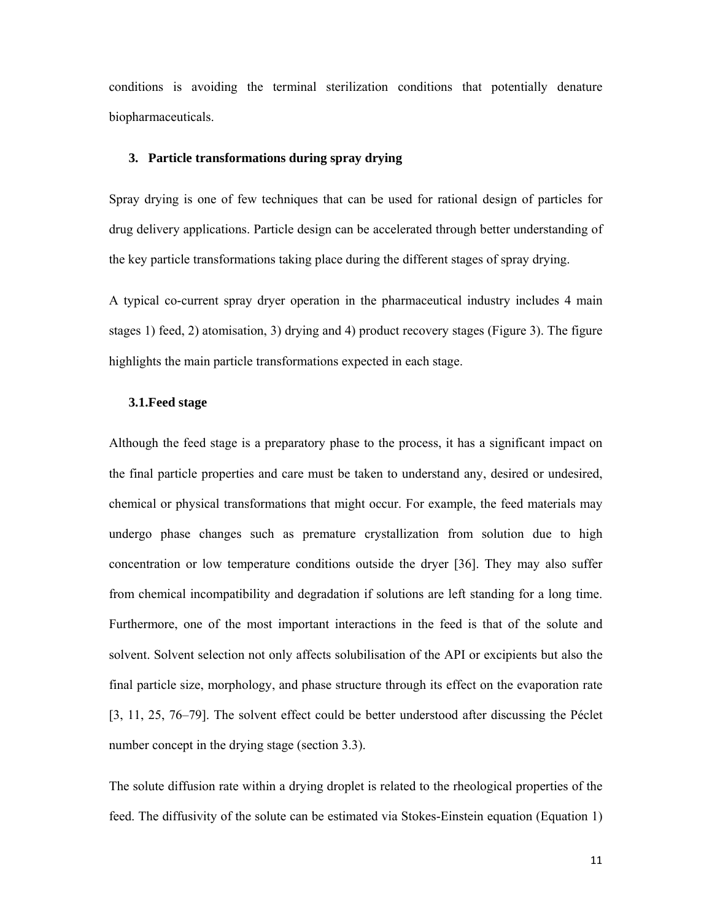conditions is avoiding the terminal sterilization conditions that potentially denature biopharmaceuticals.

## 3. Particle transformations during spray drying

Spray drying is one of few techniques that can be used for rational design of particles for drug delivery applications. Particle design can be accelerated through better understanding of the key particle transformations taking place during the different stages of spray drying.

A typical co-current spray dryer operation in the pharmaceutical industry includes 4 main stages 1) feed, 2) atomisation, 3) drying and 4) product recovery stages (Figure 3). The figure highlights the main particle transformations expected in each stage.

### 3.1. Feed stage

Although the feed stage is a preparatory phase to the process, it has a significant impact on the final particle properties and care must be taken to understand any, desired or undesired, chemical or physical transformations that might occur. For example, the feed materials may undergo phase changes such as premature crystallization from solution due to high concentration or low temperature conditions outside the dryer [36]. They may also suffer from chemical incompatibility and degradation if solutions are left standing for a long time. Furthermore, one of the most important interactions in the feed is that of the solute and solvent. Solvent selection not only affects solubilisation of the API or excipients but also the final particle size, morphology, and phase structure through its effect on the evaporation rate [3, 11, 25, 76–79]. The solvent effect could be better understood after discussing the Péclet number concept in the drying stage (section 3.3).

The solute diffusion rate within a drying droplet is related to the rheological properties of the feed. The diffusivity of the solute can be estimated via Stokes-Einstein equation (Equation 1)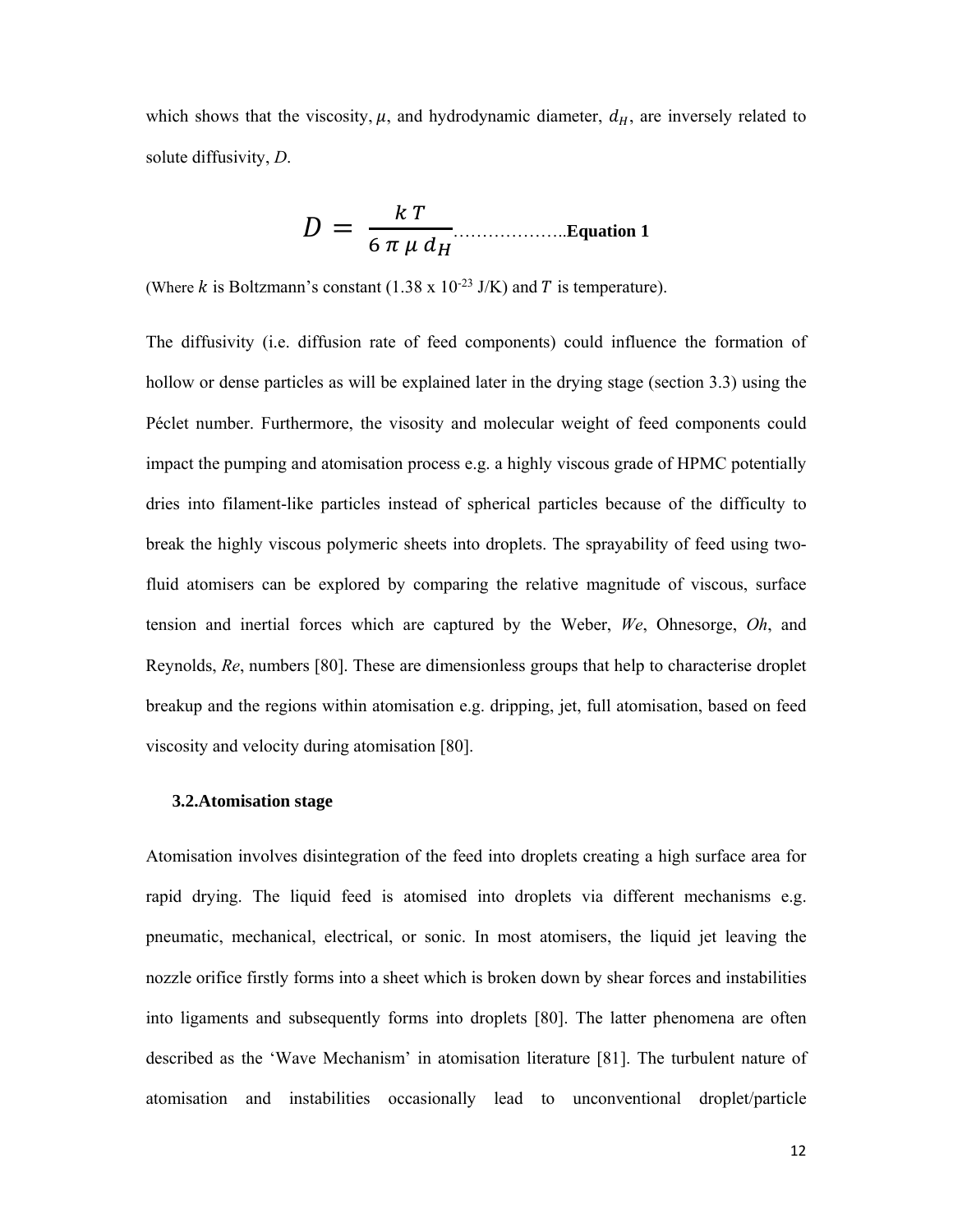which shows that the viscosity, $\mu$, and hydrodynamic diameter, $d_H$, are inversely related to solute diffusivity, *D*.

$$D = \frac{k\,T}{6\,\pi\,\mu\,d_H} \quad \textbf{Equation 1}$$

(Where $k$ is Boltzmann's constant (1.38 x $10^{-23}$ J/K) and $T$ is temperature).

The diffusivity (i.e. diffusion rate of feed components) could influence the formation of hollow or dense particles as will be explained later in the drying stage (section 3.3) using the Péclet number. Furthermore, the visosity and molecular weight of feed components could impact the pumping and atomisation process e.g. a highly viscous grade of HPMC potentially dries into filament-like particles instead of spherical particles because of the difficulty to break the highly viscous polymeric sheets into droplets. The sprayability of feed using two-fluid atomisers can be explored by comparing the relative magnitude of viscous, surface tension and inertial forces which are captured by the Weber, *We*, Ohnesorge, *Oh*, and Reynolds, *Re*, numbers [80]. These are dimensionless groups that help to characterise droplet breakup and the regions within atomisation e.g. dripping, jet, full atomisation, based on feed viscosity and velocity during atomisation [80].

### 3.2. Atomisation stage

Atomisation involves disintegration of the feed into droplets creating a high surface area for rapid drying. The liquid feed is atomised into droplets via different mechanisms e.g. pneumatic, mechanical, electrical, or sonic. In most atomisers, the liquid jet leaving the nozzle orifice firstly forms into a sheet which is broken down by shear forces and instabilities into ligaments and subsequently forms into droplets [80]. The latter phenomena are often described as the 'Wave Mechanism' in atomisation literature [81]. The turbulent nature of atomisation and instabilities occasionally lead to unconventional droplet/particle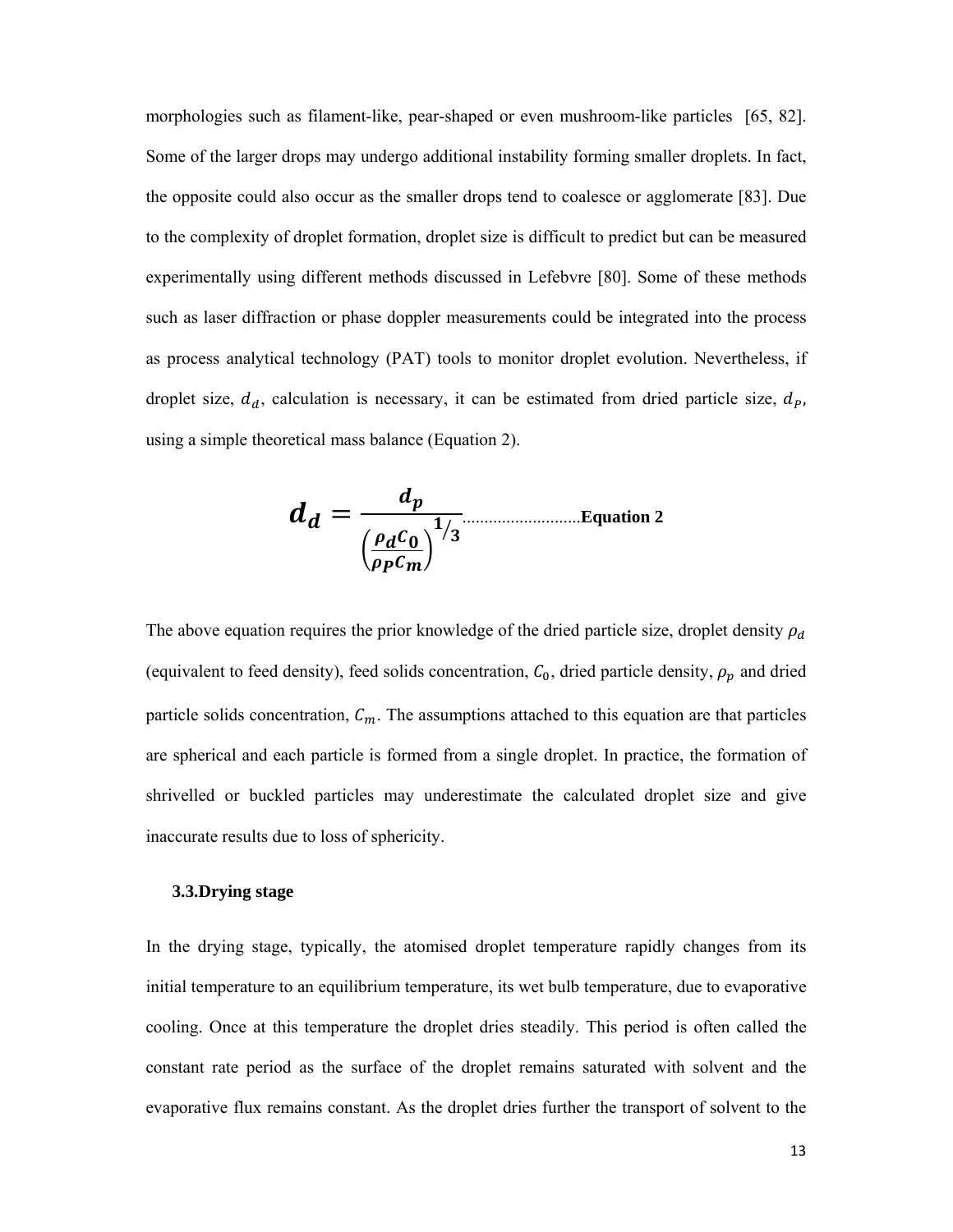morphologies such as filament-like, pear-shaped or even mushroom-like particles [65, 82]. Some of the larger drops may undergo additional instability forming smaller droplets. In fact, the opposite could also occur as the smaller drops tend to coalesce or agglomerate [83]. Due to the complexity of droplet formation, droplet size is difficult to predict but can be measured experimentally using different methods discussed in Lefebvre [80]. Some of these methods such as laser diffraction or phase doppler measurements could be integrated into the process as process analytical technology (PAT) tools to monitor droplet evolution. Nevertheless, if droplet size, $d_d$, calculation is necessary, it can be estimated from dried particle size, $d_P$, using a simple theoretical mass balance (Equation 2).

$$d_d = \frac{d_p}{\left(\frac{\rho_d C_0}{\rho_P C_m}\right)^{1/3}} \quad \textbf{Equation 2}$$

The above equation requires the prior knowledge of the dried particle size, droplet density $\rho_d$ (equivalent to feed density), feed solids concentration, $C_0$, dried particle density, $\rho_p$ and dried particle solids concentration, $C_m$. The assumptions attached to this equation are that particles are spherical and each particle is formed from a single droplet. In practice, the formation of shrivelled or buckled particles may underestimate the calculated droplet size and give inaccurate results due to loss of sphericity.

### 3.3. Drying stage

In the drying stage, typically, the atomised droplet temperature rapidly changes from its initial temperature to an equilibrium temperature, its wet bulb temperature, due to evaporative cooling. Once at this temperature the droplet dries steadily. This period is often called the constant rate period as the surface of the droplet remains saturated with solvent and the evaporative flux remains constant. As the droplet dries further the transport of solvent to the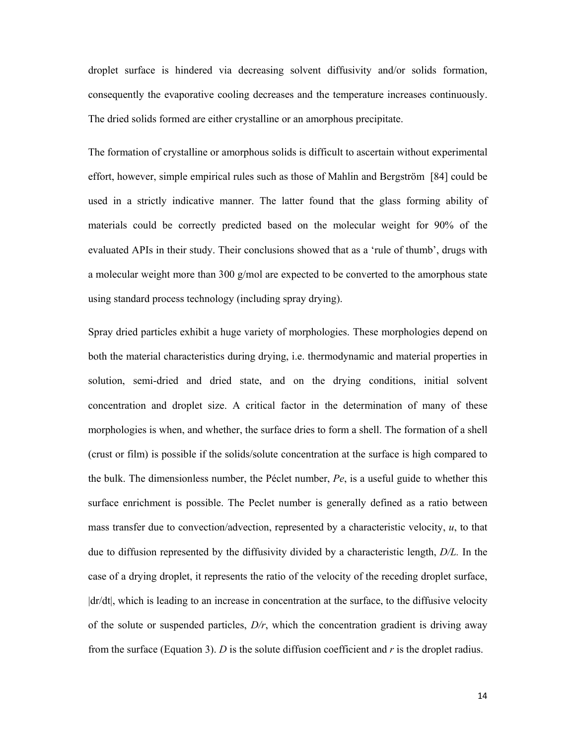droplet surface is hindered via decreasing solvent diffusivity and/or solids formation, consequently the evaporative cooling decreases and the temperature increases continuously. The dried solids formed are either crystalline or an amorphous precipitate.

The formation of crystalline or amorphous solids is difficult to ascertain without experimental effort, however, simple empirical rules such as those of Mahlin and Bergström [84] could be used in a strictly indicative manner. The latter found that the glass forming ability of materials could be correctly predicted based on the molecular weight for 90% of the evaluated APIs in their study. Their conclusions showed that as a 'rule of thumb', drugs with a molecular weight more than 300 g/mol are expected to be converted to the amorphous state using standard process technology (including spray drying).

Spray dried particles exhibit a huge variety of morphologies. These morphologies depend on both the material characteristics during drying, i.e. thermodynamic and material properties in solution, semi-dried and dried state, and on the drying conditions, initial solvent concentration and droplet size. A critical factor in the determination of many of these morphologies is when, and whether, the surface dries to form a shell. The formation of a shell (crust or film) is possible if the solids/solute concentration at the surface is high compared to the bulk. The dimensionless number, the Péclet number, *Pe*, is a useful guide to whether this surface enrichment is possible. The Peclet number is generally defined as a ratio between mass transfer due to convection/advection, represented by a characteristic velocity, $u$, to that due to diffusion represented by the diffusivity divided by a characteristic length, $D/L$. In the case of a drying droplet, it represents the ratio of the velocity of the receding droplet surface, $|dr/dt|$, which is leading to an increase in concentration at the surface, to the diffusive velocity of the solute or suspended particles, $D/r$, which the concentration gradient is driving away from the surface (Equation 3). $D$ is the solute diffusion coefficient and $r$ is the droplet radius.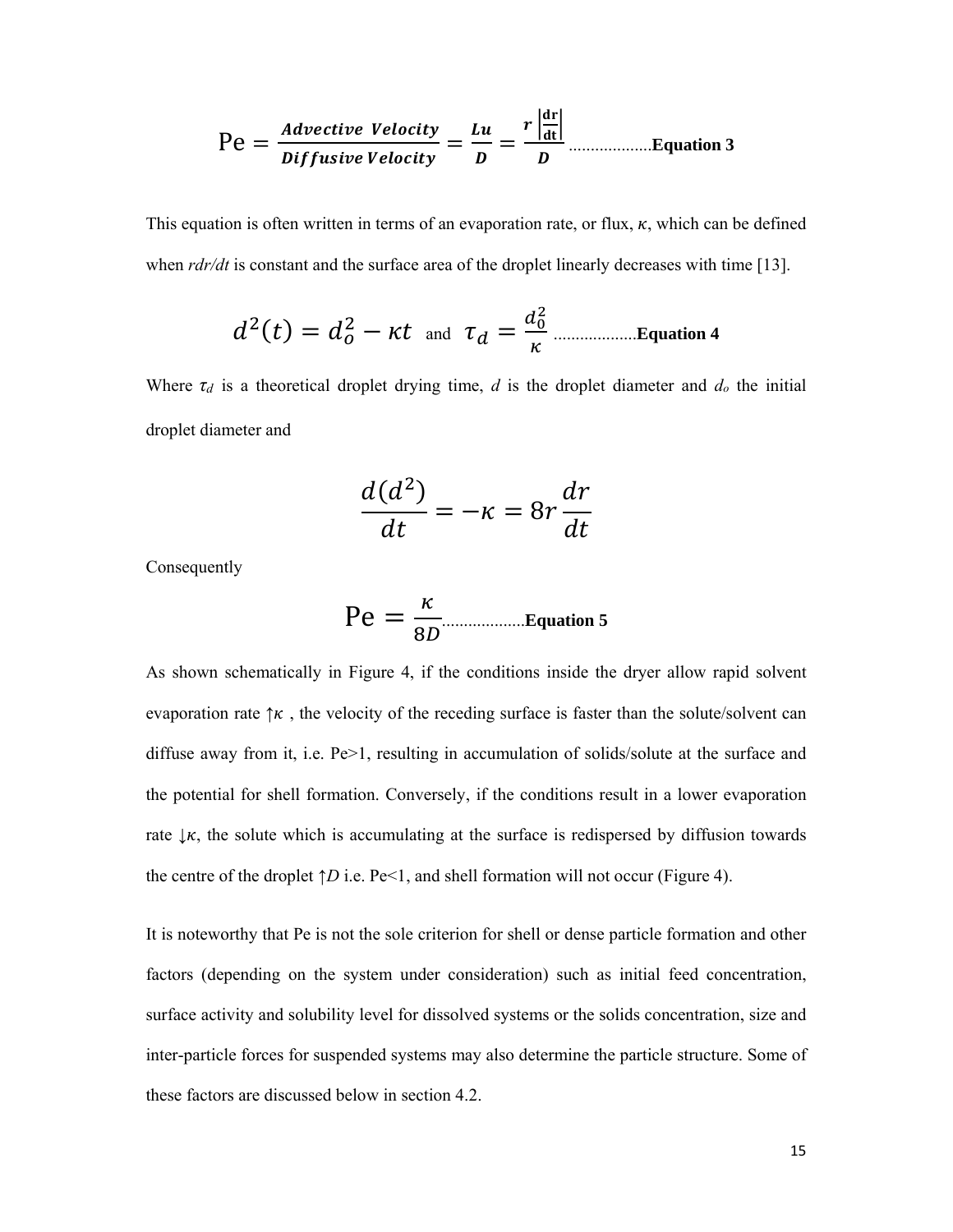$$\text{Pe} = \frac{\boldsymbol{Advective\ Velocity}}{\boldsymbol{Diffusive\,Velocity}} = \frac{\boldsymbol{Lu}}{\boldsymbol{D}} = \frac{\boldsymbol{r}\left|\frac{\mathbf{dr}}{\mathbf{dt}}\right|}{\boldsymbol{D}} \text{...................}\textbf{Equation 3}$$

This equation is often written in terms of an evaporation rate, or flux, $\kappa$, which can be defined when *rdr/dt* is constant and the surface area of the droplet linearly decreases with time [13].

$$d^2(t) = d_o^2 - \kappa t \quad \text{and} \quad \tau_d = \frac{d_0^2}{\kappa} \text{...................}\textbf{Equation 4}$$

Where $\tau_d$ is a theoretical droplet drying time, $d$ is the droplet diameter and $d_o$ the initial droplet diameter and

$$\frac{d(d^2)}{dt} = -\kappa = 8r\frac{dr}{dt}$$

Consequently

$$\text{Pe} = \frac{\kappa}{8D} \text{...................}\textbf{Equation 5}$$

As shown schematically in Figure 4, if the conditions inside the dryer allow rapid solvent evaporation rate $\uparrow\kappa$ , the velocity of the receding surface is faster than the solute/solvent can diffuse away from it, i.e. Pe>1, resulting in accumulation of solids/solute at the surface and the potential for shell formation. Conversely, if the conditions result in a lower evaporation rate $\downarrow\kappa$, the solute which is accumulating at the surface is redispersed by diffusion towards the centre of the droplet $\uparrow D$ i.e. Pe<1, and shell formation will not occur (Figure 4).

It is noteworthy that Pe is not the sole criterion for shell or dense particle formation and other factors (depending on the system under consideration) such as initial feed concentration, surface activity and solubility level for dissolved systems or the solids concentration, size and inter-particle forces for suspended systems may also determine the particle structure. Some of these factors are discussed below in section 4.2.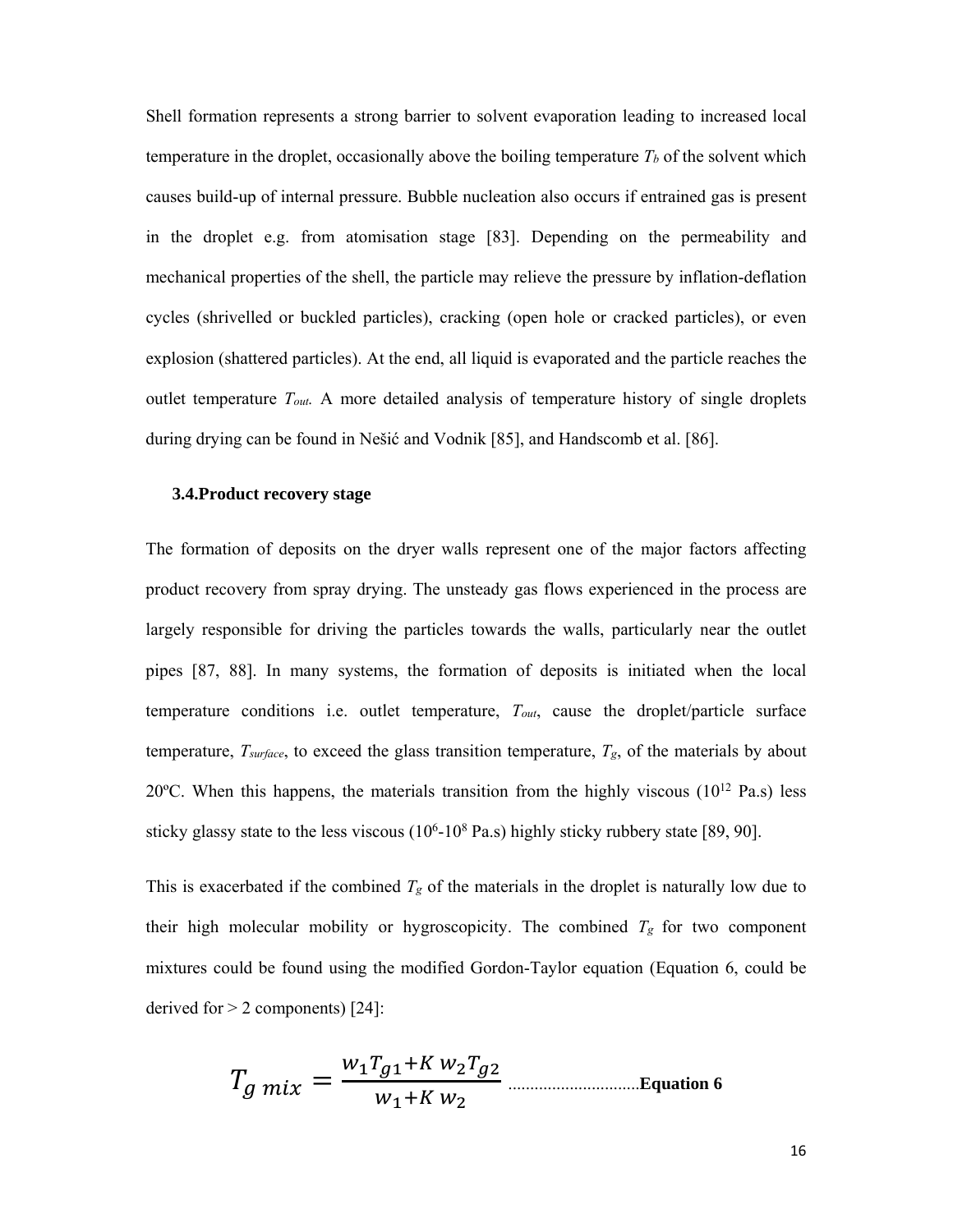Shell formation represents a strong barrier to solvent evaporation leading to increased local temperature in the droplet, occasionally above the boiling temperature $T_b$ of the solvent which causes build-up of internal pressure. Bubble nucleation also occurs if entrained gas is present in the droplet e.g. from atomisation stage [83]. Depending on the permeability and mechanical properties of the shell, the particle may relieve the pressure by inflation-deflation cycles (shrivelled or buckled particles), cracking (open hole or cracked particles), or even explosion (shattered particles). At the end, all liquid is evaporated and the particle reaches the outlet temperature $T_{out}$. A more detailed analysis of temperature history of single droplets during drying can be found in Nešić and Vodnik [85], and Handscomb et al. [86].

### 3.4. Product recovery stage

The formation of deposits on the dryer walls represent one of the major factors affecting product recovery from spray drying. The unsteady gas flows experienced in the process are largely responsible for driving the particles towards the walls, particularly near the outlet pipes [87, 88]. In many systems, the formation of deposits is initiated when the local temperature conditions i.e. outlet temperature, $T_{out}$, cause the droplet/particle surface temperature, $T_{surface}$, to exceed the glass transition temperature, $T_g$, of the materials by about 20ºC. When this happens, the materials transition from the highly viscous ($10^{12}$ Pa.s) less sticky glassy state to the less viscous ($10^{6}$-$10^{8}$ Pa.s) highly sticky rubbery state [89, 90].

This is exacerbated if the combined $T_g$ of the materials in the droplet is naturally low due to their high molecular mobility or hygroscopicity. The combined $T_g$ for two component mixtures could be found using the modified Gordon-Taylor equation (Equation 6, could be derived for > 2 components) [24]:

$$T_{g\ mix} = \frac{w_1 T_{g1} + K\ w_2 T_{g2}}{w_1 + K\ w_2} \qquad \textbf{Equation 6}$$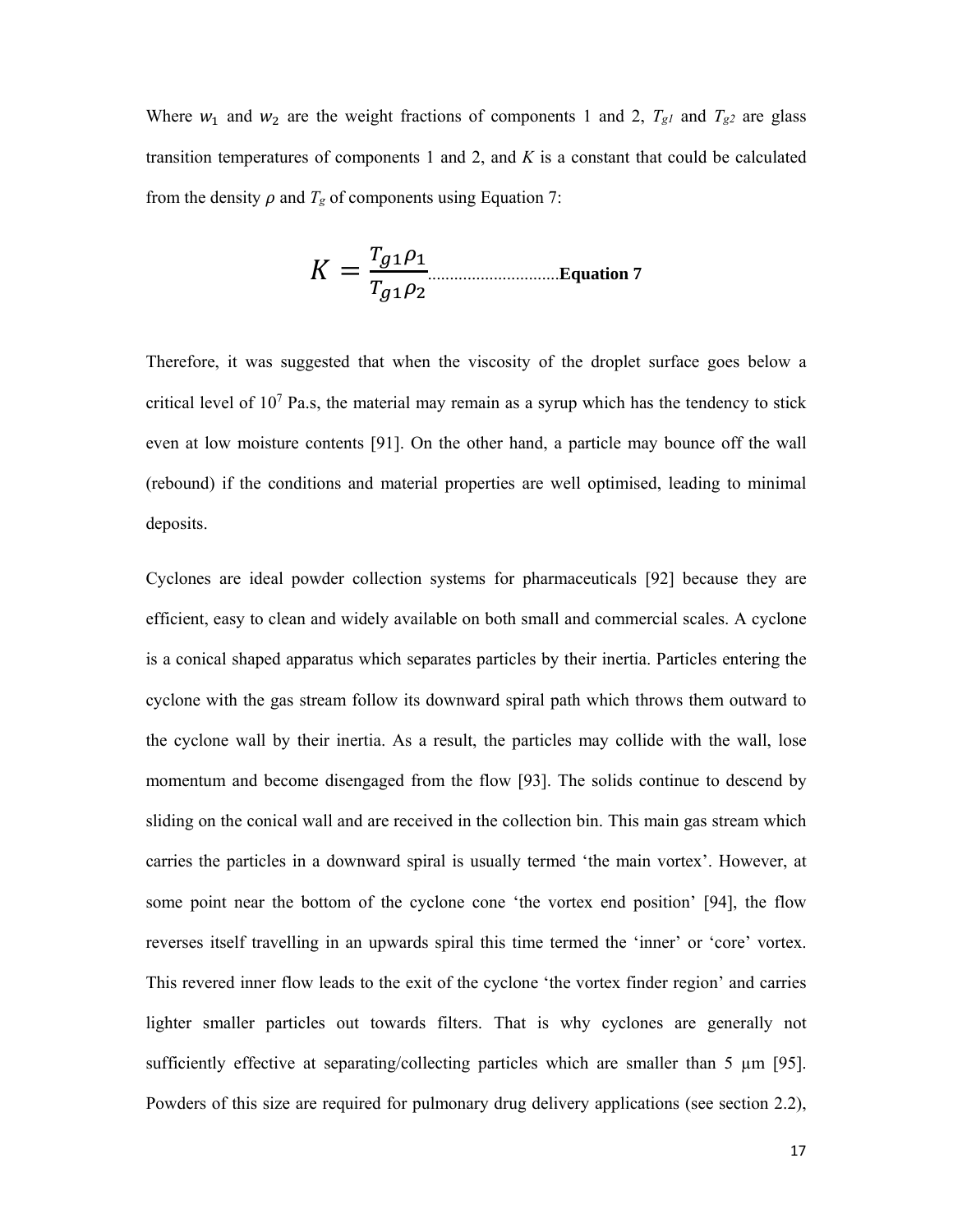Where $w_1$ and $w_2$ are the weight fractions of components 1 and 2, $T_{g1}$ and $T_{g2}$ are glass transition temperatures of components 1 and 2, and $K$ is a constant that could be calculated from the density $\rho$ and $T_g$ of components using Equation 7:

$$K = \frac{T_{g1}\rho_1}{T_{g1}\rho_2} \quad \textbf{Equation 7}$$

Therefore, it was suggested that when the viscosity of the droplet surface goes below a critical level of $10^7$ Pa.s, the material may remain as a syrup which has the tendency to stick even at low moisture contents [91]. On the other hand, a particle may bounce off the wall (rebound) if the conditions and material properties are well optimised, leading to minimal deposits.

Cyclones are ideal powder collection systems for pharmaceuticals [92] because they are efficient, easy to clean and widely available on both small and commercial scales. A cyclone is a conical shaped apparatus which separates particles by their inertia. Particles entering the cyclone with the gas stream follow its downward spiral path which throws them outward to the cyclone wall by their inertia. As a result, the particles may collide with the wall, lose momentum and become disengaged from the flow [93]. The solids continue to descend by sliding on the conical wall and are received in the collection bin. This main gas stream which carries the particles in a downward spiral is usually termed 'the main vortex'. However, at some point near the bottom of the cyclone cone 'the vortex end position' [94], the flow reverses itself travelling in an upwards spiral this time termed the 'inner' or 'core' vortex. This revered inner flow leads to the exit of the cyclone 'the vortex finder region' and carries lighter smaller particles out towards filters. That is why cyclones are generally not sufficiently effective at separating/collecting particles which are smaller than 5 μm [95]. Powders of this size are required for pulmonary drug delivery applications (see section 2.2),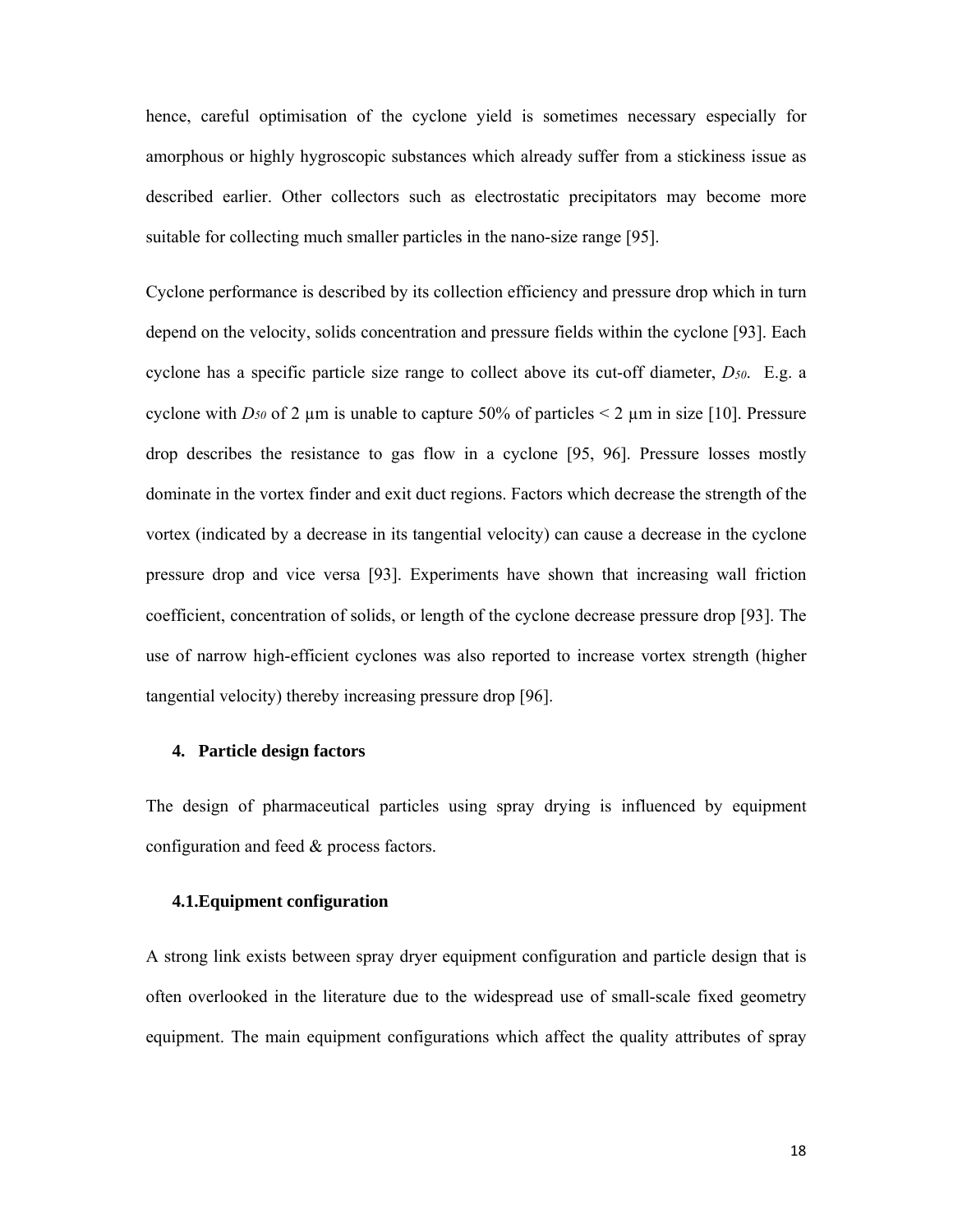hence, careful optimisation of the cyclone yield is sometimes necessary especially for amorphous or highly hygroscopic substances which already suffer from a stickiness issue as described earlier. Other collectors such as electrostatic precipitators may become more suitable for collecting much smaller particles in the nano-size range [95].

Cyclone performance is described by its collection efficiency and pressure drop which in turn depend on the velocity, solids concentration and pressure fields within the cyclone [93]. Each cyclone has a specific particle size range to collect above its cut-off diameter, $D_{50}$. E.g. a cyclone with $D_{50}$ of 2 µm is unable to capture 50% of particles < 2 µm in size [10]. Pressure drop describes the resistance to gas flow in a cyclone [95, 96]. Pressure losses mostly dominate in the vortex finder and exit duct regions. Factors which decrease the strength of the vortex (indicated by a decrease in its tangential velocity) can cause a decrease in the cyclone pressure drop and vice versa [93]. Experiments have shown that increasing wall friction coefficient, concentration of solids, or length of the cyclone decrease pressure drop [93]. The use of narrow high-efficient cyclones was also reported to increase vortex strength (higher tangential velocity) thereby increasing pressure drop [96].

## 4. Particle design factors

The design of pharmaceutical particles using spray drying is influenced by equipment configuration and feed & process factors.

### 4.1. Equipment configuration

A strong link exists between spray dryer equipment configuration and particle design that is often overlooked in the literature due to the widespread use of small-scale fixed geometry equipment. The main equipment configurations which affect the quality attributes of spray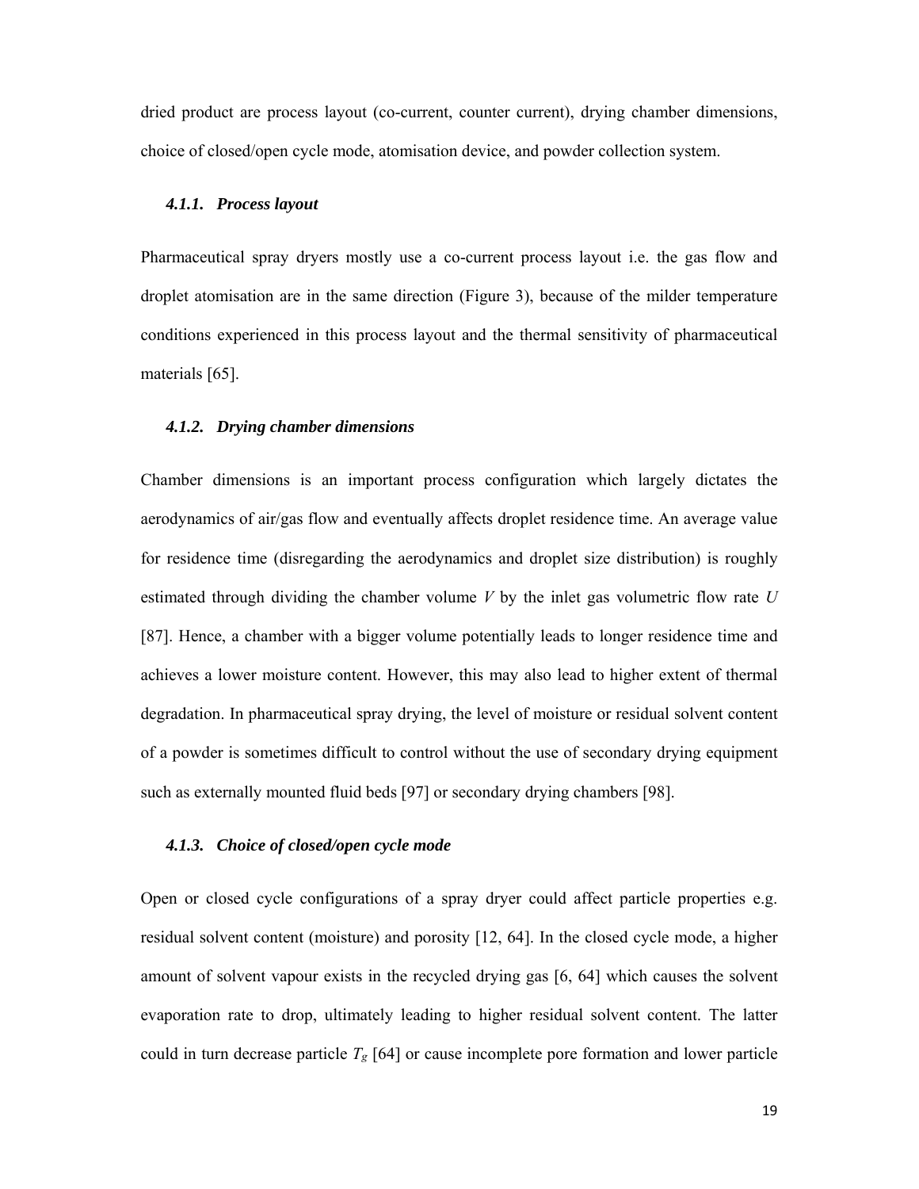dried product are process layout (co-current, counter current), drying chamber dimensions, choice of closed/open cycle mode, atomisation device, and powder collection system.

#### *4.1.1. Process layout*

Pharmaceutical spray dryers mostly use a co-current process layout i.e. the gas flow and droplet atomisation are in the same direction (Figure 3), because of the milder temperature conditions experienced in this process layout and the thermal sensitivity of pharmaceutical materials [65].

#### *4.1.2. Drying chamber dimensions*

Chamber dimensions is an important process configuration which largely dictates the aerodynamics of air/gas flow and eventually affects droplet residence time. An average value for residence time (disregarding the aerodynamics and droplet size distribution) is roughly estimated through dividing the chamber volume $V$ by the inlet gas volumetric flow rate $U$ [87]. Hence, a chamber with a bigger volume potentially leads to longer residence time and achieves a lower moisture content. However, this may also lead to higher extent of thermal degradation. In pharmaceutical spray drying, the level of moisture or residual solvent content of a powder is sometimes difficult to control without the use of secondary drying equipment such as externally mounted fluid beds [97] or secondary drying chambers [98].

#### *4.1.3. Choice of closed/open cycle mode*

Open or closed cycle configurations of a spray dryer could affect particle properties e.g. residual solvent content (moisture) and porosity [12, 64]. In the closed cycle mode, a higher amount of solvent vapour exists in the recycled drying gas [6, 64] which causes the solvent evaporation rate to drop, ultimately leading to higher residual solvent content. The latter could in turn decrease particle $T_g$ [64] or cause incomplete pore formation and lower particle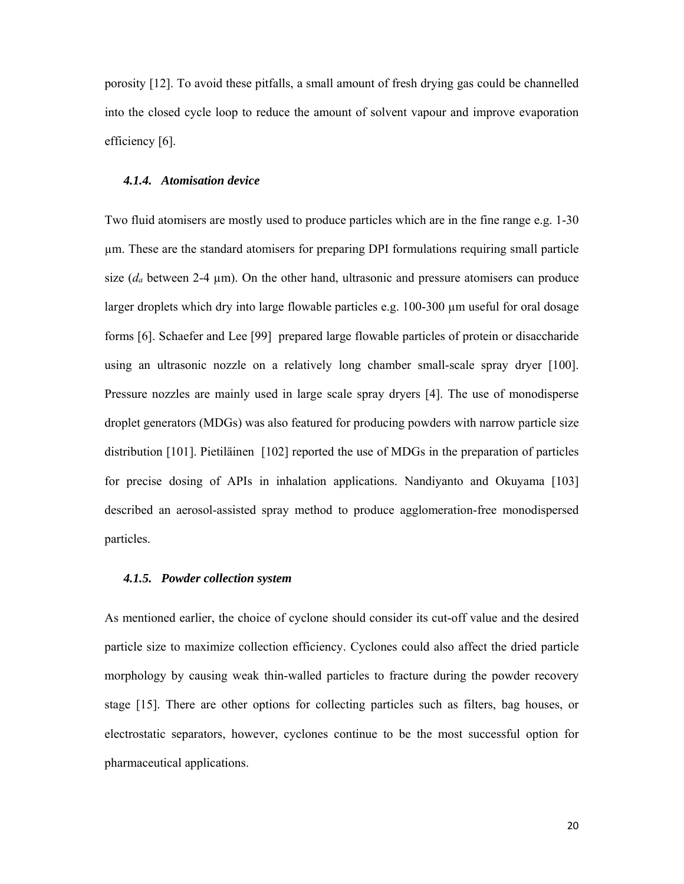porosity [12]. To avoid these pitfalls, a small amount of fresh drying gas could be channelled into the closed cycle loop to reduce the amount of solvent vapour and improve evaporation efficiency [6].

#### *4.1.4. Atomisation device*

Two fluid atomisers are mostly used to produce particles which are in the fine range e.g. 1-30 μm. These are the standard atomisers for preparing DPI formulations requiring small particle size ($d_a$ between 2-4 μm). On the other hand, ultrasonic and pressure atomisers can produce larger droplets which dry into large flowable particles e.g. 100-300 μm useful for oral dosage forms [6]. Schaefer and Lee [99] prepared large flowable particles of protein or disaccharide using an ultrasonic nozzle on a relatively long chamber small-scale spray dryer [100]. Pressure nozzles are mainly used in large scale spray dryers [4]. The use of monodisperse droplet generators (MDGs) was also featured for producing powders with narrow particle size distribution [101]. Pietiläinen [102] reported the use of MDGs in the preparation of particles for precise dosing of APIs in inhalation applications. Nandiyanto and Okuyama [103] described an aerosol-assisted spray method to produce agglomeration-free monodispersed particles.

#### *4.1.5. Powder collection system*

As mentioned earlier, the choice of cyclone should consider its cut-off value and the desired particle size to maximize collection efficiency. Cyclones could also affect the dried particle morphology by causing weak thin-walled particles to fracture during the powder recovery stage [15]. There are other options for collecting particles such as filters, bag houses, or electrostatic separators, however, cyclones continue to be the most successful option for pharmaceutical applications.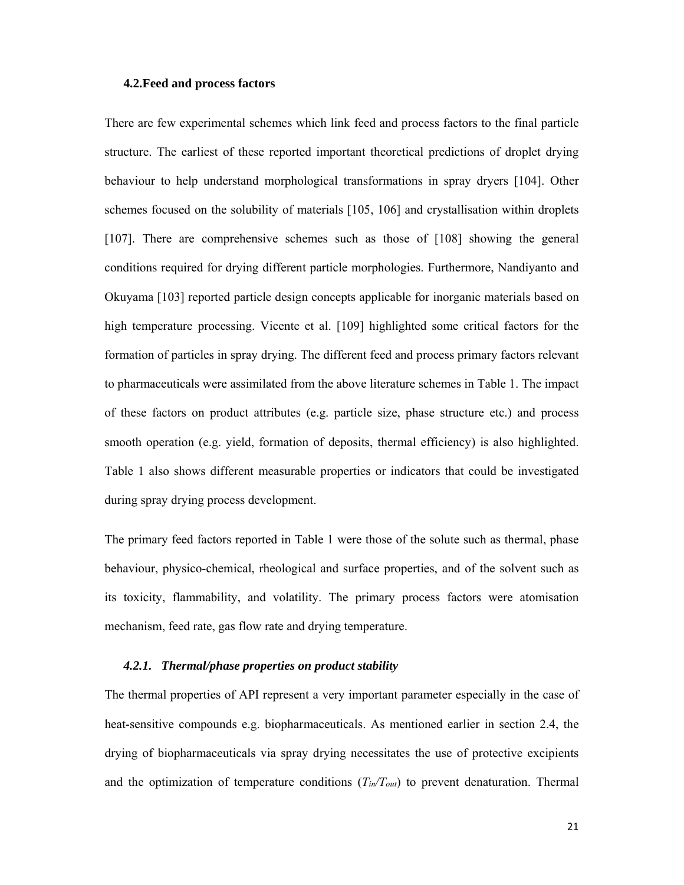### 4.2. Feed and process factors

There are few experimental schemes which link feed and process factors to the final particle structure. The earliest of these reported important theoretical predictions of droplet drying behaviour to help understand morphological transformations in spray dryers [104]. Other schemes focused on the solubility of materials [105, 106] and crystallisation within droplets [107]. There are comprehensive schemes such as those of [108] showing the general conditions required for drying different particle morphologies. Furthermore, Nandiyanto and Okuyama [103] reported particle design concepts applicable for inorganic materials based on high temperature processing. Vicente et al. [109] highlighted some critical factors for the formation of particles in spray drying. The different feed and process primary factors relevant to pharmaceuticals were assimilated from the above literature schemes in Table 1. The impact of these factors on product attributes (e.g. particle size, phase structure etc.) and process smooth operation (e.g. yield, formation of deposits, thermal efficiency) is also highlighted. Table 1 also shows different measurable properties or indicators that could be investigated during spray drying process development.

The primary feed factors reported in Table 1 were those of the solute such as thermal, phase behaviour, physico-chemical, rheological and surface properties, and of the solvent such as its toxicity, flammability, and volatility. The primary process factors were atomisation mechanism, feed rate, gas flow rate and drying temperature.

#### *4.2.1. Thermal/phase properties on product stability*

The thermal properties of API represent a very important parameter especially in the case of heat-sensitive compounds e.g. biopharmaceuticals. As mentioned earlier in section 2.4, the drying of biopharmaceuticals via spray drying necessitates the use of protective excipients and the optimization of temperature conditions ($T_{in}/T_{out}$) to prevent denaturation. Thermal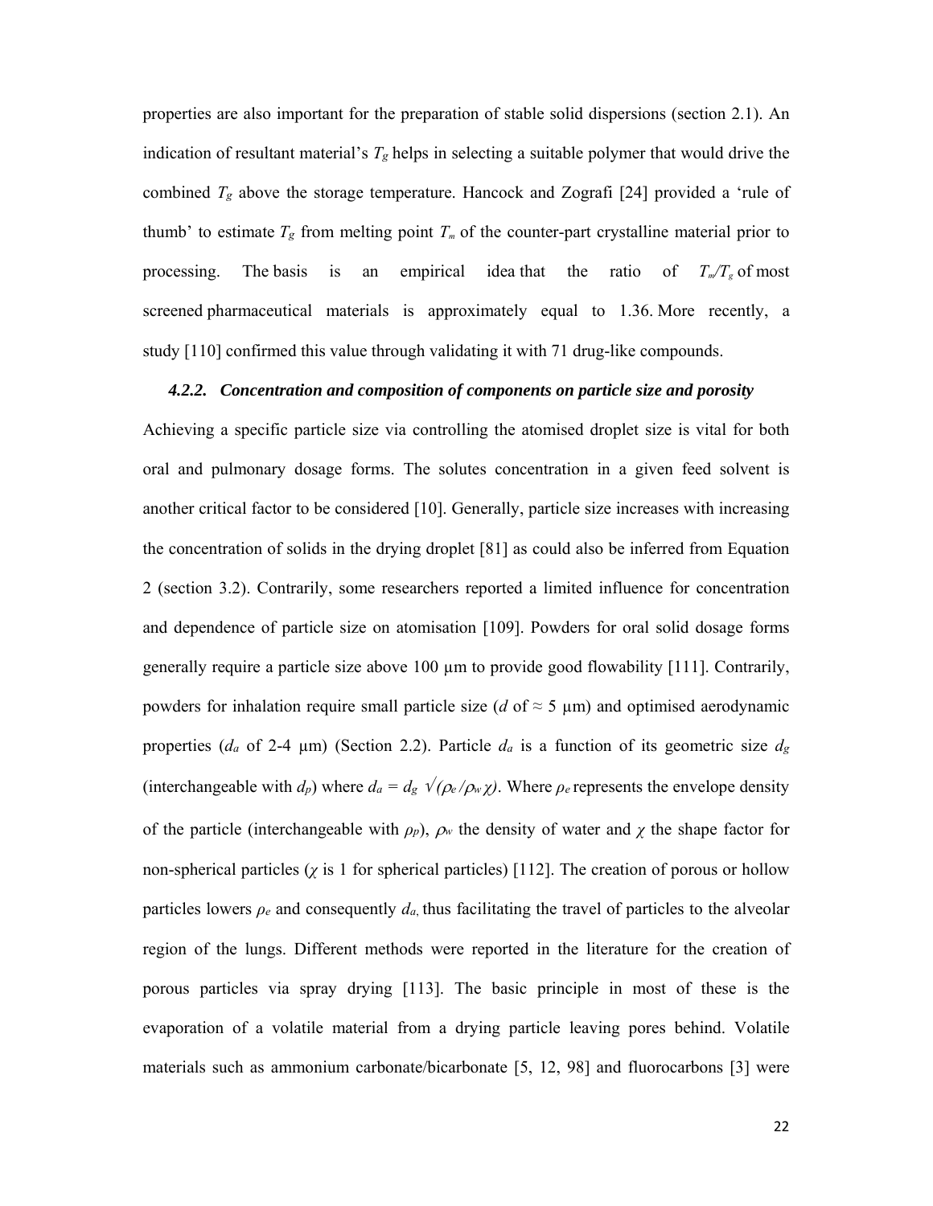properties are also important for the preparation of stable solid dispersions (section 2.1). An indication of resultant material's $T_g$ helps in selecting a suitable polymer that would drive the combined $T_g$ above the storage temperature. Hancock and Zografi [24] provided a 'rule of thumb' to estimate $T_g$ from melting point $T_m$ of the counter-part crystalline material prior to processing. The basis is an empirical idea that the ratio of $T_m/T_g$ of most screened pharmaceutical materials is approximately equal to 1.36. More recently, a study [110] confirmed this value through validating it with 71 drug-like compounds.

### 4.2.2. Concentration and composition of components on particle size and porosity

Achieving a specific particle size via controlling the atomised droplet size is vital for both oral and pulmonary dosage forms. The solutes concentration in a given feed solvent is another critical factor to be considered [10]. Generally, particle size increases with increasing the concentration of solids in the drying droplet [81] as could also be inferred from Equation 2 (section 3.2). Contrarily, some researchers reported a limited influence for concentration and dependence of particle size on atomisation [109]. Powders for oral solid dosage forms generally require a particle size above 100 µm to provide good flowability [111]. Contrarily, powders for inhalation require small particle size ($d$ of ≈ 5 µm) and optimised aerodynamic properties ($d_a$ of 2-4 µm) (Section 2.2). Particle $d_a$ is a function of its geometric size $d_g$ (interchangeable with $d_p$) where $d_a = d_g \sqrt{(\rho_e / \rho_w \chi)}$. Where $\rho_e$ represents the envelope density of the particle (interchangeable with $\rho_p$), $\rho_w$ the density of water and $\chi$ the shape factor for non-spherical particles ($\chi$ is 1 for spherical particles) [112]. The creation of porous or hollow particles lowers $\rho_e$ and consequently $d_a$, thus facilitating the travel of particles to the alveolar region of the lungs. Different methods were reported in the literature for the creation of porous particles via spray drying [113]. The basic principle in most of these is the evaporation of a volatile material from a drying particle leaving pores behind. Volatile materials such as ammonium carbonate/bicarbonate [5, 12, 98] and fluorocarbons [3] were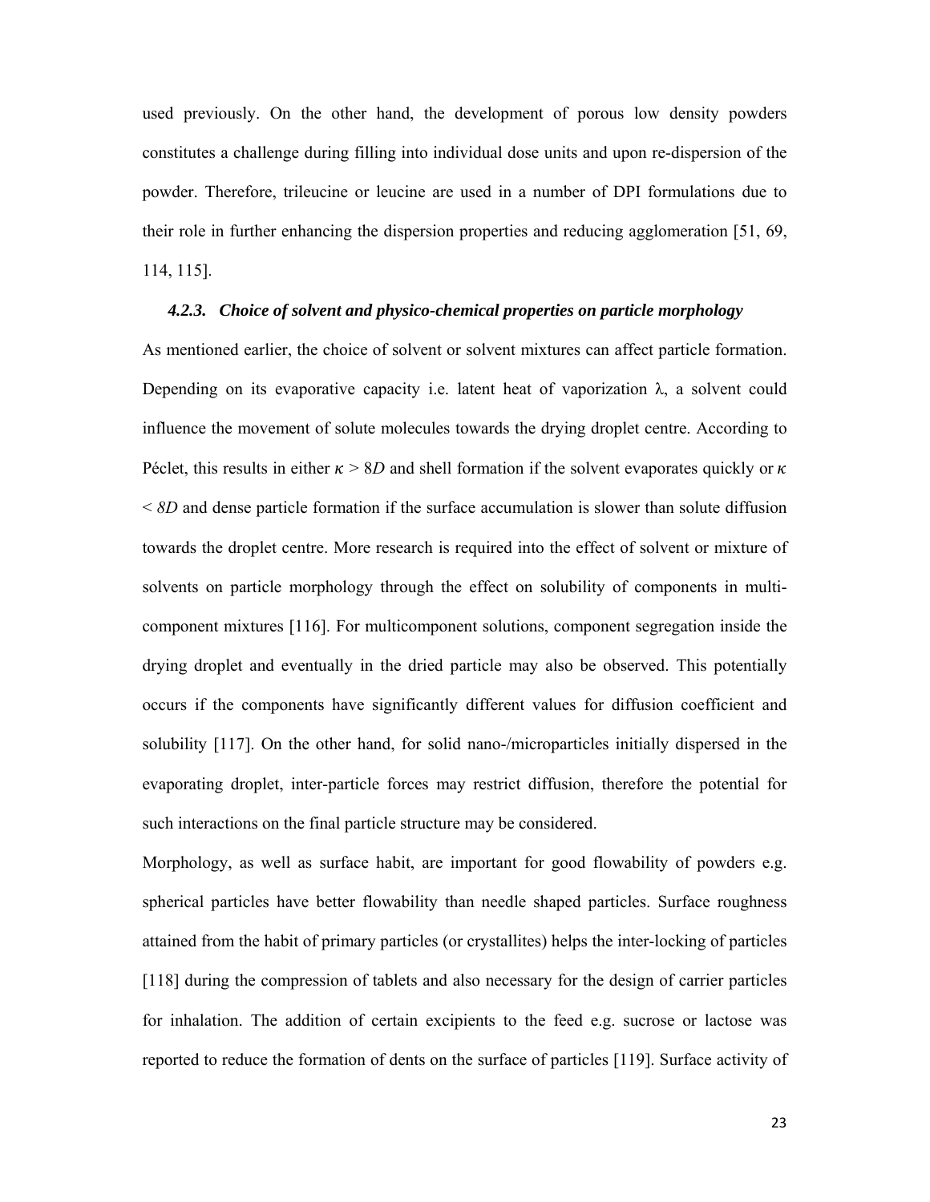used previously. On the other hand, the development of porous low density powders constitutes a challenge during filling into individual dose units and upon re-dispersion of the powder. Therefore, trileucine or leucine are used in a number of DPI formulations due to their role in further enhancing the dispersion properties and reducing agglomeration [51, 69, 114, 115].

#### *4.2.3. Choice of solvent and physico-chemical properties on particle morphology*

As mentioned earlier, the choice of solvent or solvent mixtures can affect particle formation. Depending on its evaporative capacity i.e. latent heat of vaporization $\lambda$, a solvent could influence the movement of solute molecules towards the drying droplet centre. According to Péclet, this results in either $\kappa > 8D$ and shell formation if the solvent evaporates quickly or $\kappa < 8D$ and dense particle formation if the surface accumulation is slower than solute diffusion towards the droplet centre. More research is required into the effect of solvent or mixture of solvents on particle morphology through the effect on solubility of components in multi-component mixtures [116]. For multicomponent solutions, component segregation inside the drying droplet and eventually in the dried particle may also be observed. This potentially occurs if the components have significantly different values for diffusion coefficient and solubility [117]. On the other hand, for solid nano-/microparticles initially dispersed in the evaporating droplet, inter-particle forces may restrict diffusion, therefore the potential for such interactions on the final particle structure may be considered.

Morphology, as well as surface habit, are important for good flowability of powders e.g. spherical particles have better flowability than needle shaped particles. Surface roughness attained from the habit of primary particles (or crystallites) helps the inter-locking of particles [118] during the compression of tablets and also necessary for the design of carrier particles for inhalation. The addition of certain excipients to the feed e.g. sucrose or lactose was reported to reduce the formation of dents on the surface of particles [119]. Surface activity of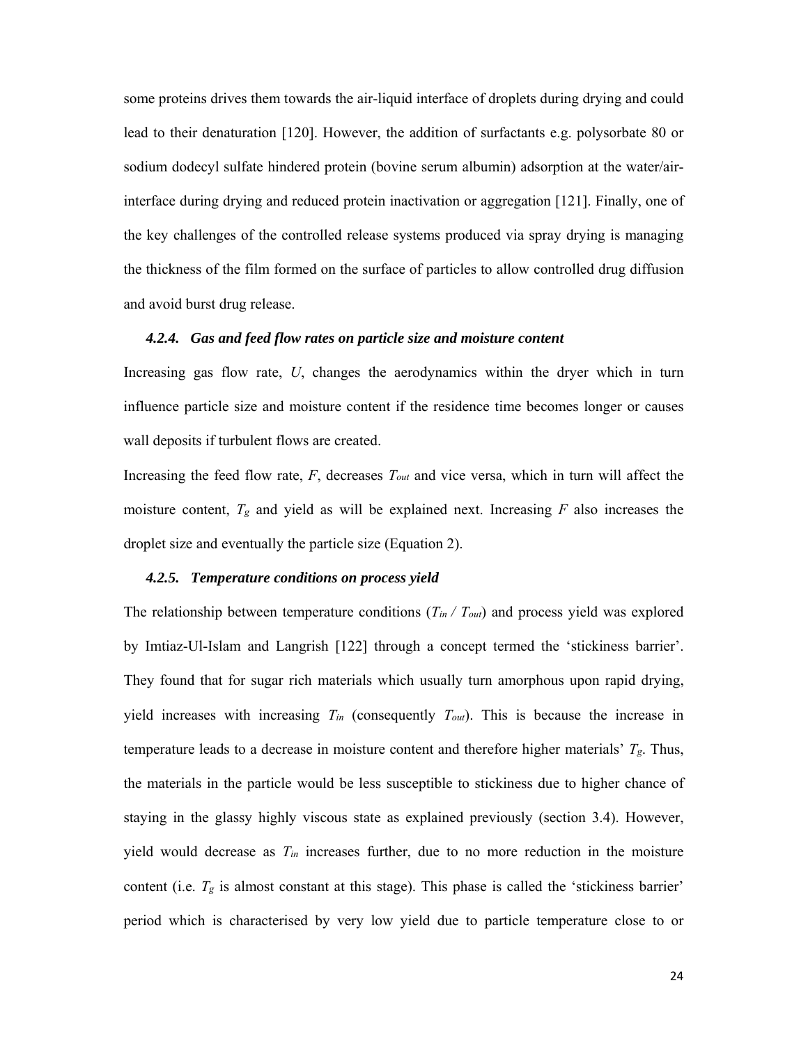some proteins drives them towards the air-liquid interface of droplets during drying and could lead to their denaturation [120]. However, the addition of surfactants e.g. polysorbate 80 or sodium dodecyl sulfate hindered protein (bovine serum albumin) adsorption at the water/air-interface during drying and reduced protein inactivation or aggregation [121]. Finally, one of the key challenges of the controlled release systems produced via spray drying is managing the thickness of the film formed on the surface of particles to allow controlled drug diffusion and avoid burst drug release.

#### *4.2.4. Gas and feed flow rates on particle size and moisture content*

Increasing gas flow rate, $U$, changes the aerodynamics within the dryer which in turn influence particle size and moisture content if the residence time becomes longer or causes wall deposits if turbulent flows are created.

Increasing the feed flow rate, $F$, decreases $T_{out}$ and vice versa, which in turn will affect the moisture content, $T_g$ and yield as will be explained next. Increasing $F$ also increases the droplet size and eventually the particle size (Equation 2).

#### *4.2.5. Temperature conditions on process yield*

The relationship between temperature conditions ($T_{in}$ / $T_{out}$) and process yield was explored by Imtiaz-Ul-Islam and Langrish [122] through a concept termed the 'stickiness barrier'. They found that for sugar rich materials which usually turn amorphous upon rapid drying, yield increases with increasing $T_{in}$ (consequently $T_{out}$). This is because the increase in temperature leads to a decrease in moisture content and therefore higher materials' $T_g$. Thus, the materials in the particle would be less susceptible to stickiness due to higher chance of staying in the glassy highly viscous state as explained previously (section 3.4). However, yield would decrease as $T_{in}$ increases further, due to no more reduction in the moisture content (i.e. $T_g$ is almost constant at this stage). This phase is called the 'stickiness barrier' period which is characterised by very low yield due to particle temperature close to or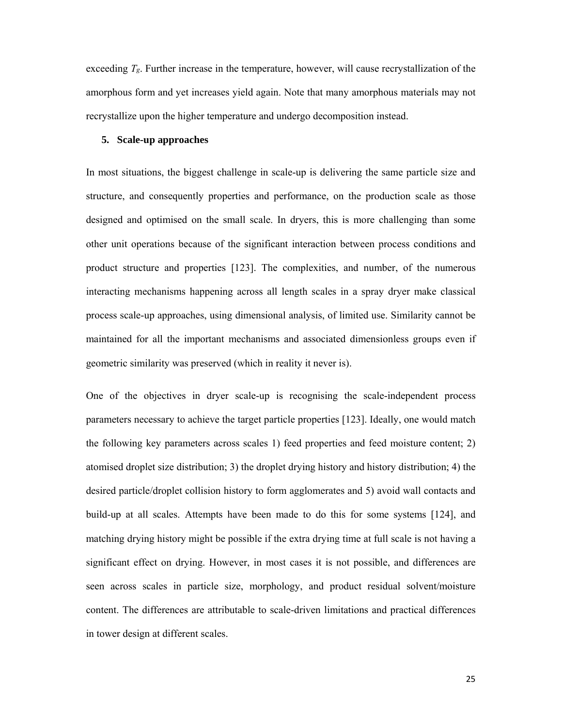exceeding $T_g$. Further increase in the temperature, however, will cause recrystallization of the amorphous form and yet increases yield again. Note that many amorphous materials may not recrystallize upon the higher temperature and undergo decomposition instead.

## 5. Scale-up approaches

In most situations, the biggest challenge in scale-up is delivering the same particle size and structure, and consequently properties and performance, on the production scale as those designed and optimised on the small scale. In dryers, this is more challenging than some other unit operations because of the significant interaction between process conditions and product structure and properties [123]. The complexities, and number, of the numerous interacting mechanisms happening across all length scales in a spray dryer make classical process scale-up approaches, using dimensional analysis, of limited use. Similarity cannot be maintained for all the important mechanisms and associated dimensionless groups even if geometric similarity was preserved (which in reality it never is).

One of the objectives in dryer scale-up is recognising the scale-independent process parameters necessary to achieve the target particle properties [123]. Ideally, one would match the following key parameters across scales 1) feed properties and feed moisture content; 2) atomised droplet size distribution; 3) the droplet drying history and history distribution; 4) the desired particle/droplet collision history to form agglomerates and 5) avoid wall contacts and build-up at all scales. Attempts have been made to do this for some systems [124], and matching drying history might be possible if the extra drying time at full scale is not having a significant effect on drying. However, in most cases it is not possible, and differences are seen across scales in particle size, morphology, and product residual solvent/moisture content. The differences are attributable to scale-driven limitations and practical differences in tower design at different scales.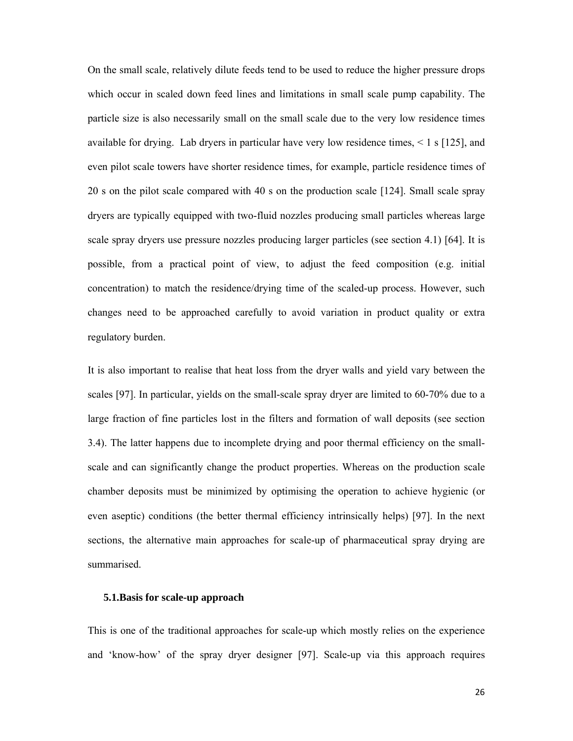On the small scale, relatively dilute feeds tend to be used to reduce the higher pressure drops which occur in scaled down feed lines and limitations in small scale pump capability. The particle size is also necessarily small on the small scale due to the very low residence times available for drying. Lab dryers in particular have very low residence times, < 1 s [125], and even pilot scale towers have shorter residence times, for example, particle residence times of 20 s on the pilot scale compared with 40 s on the production scale [124]. Small scale spray dryers are typically equipped with two-fluid nozzles producing small particles whereas large scale spray dryers use pressure nozzles producing larger particles (see section 4.1) [64]. It is possible, from a practical point of view, to adjust the feed composition (e.g. initial concentration) to match the residence/drying time of the scaled-up process. However, such changes need to be approached carefully to avoid variation in product quality or extra regulatory burden.

It is also important to realise that heat loss from the dryer walls and yield vary between the scales [97]. In particular, yields on the small-scale spray dryer are limited to 60-70% due to a large fraction of fine particles lost in the filters and formation of wall deposits (see section 3.4). The latter happens due to incomplete drying and poor thermal efficiency on the small-scale and can significantly change the product properties. Whereas on the production scale chamber deposits must be minimized by optimising the operation to achieve hygienic (or even aseptic) conditions (the better thermal efficiency intrinsically helps) [97]. In the next sections, the alternative main approaches for scale-up of pharmaceutical spray drying are summarised.

### 5.1. Basis for scale-up approach

This is one of the traditional approaches for scale-up which mostly relies on the experience and 'know-how' of the spray dryer designer [97]. Scale-up via this approach requires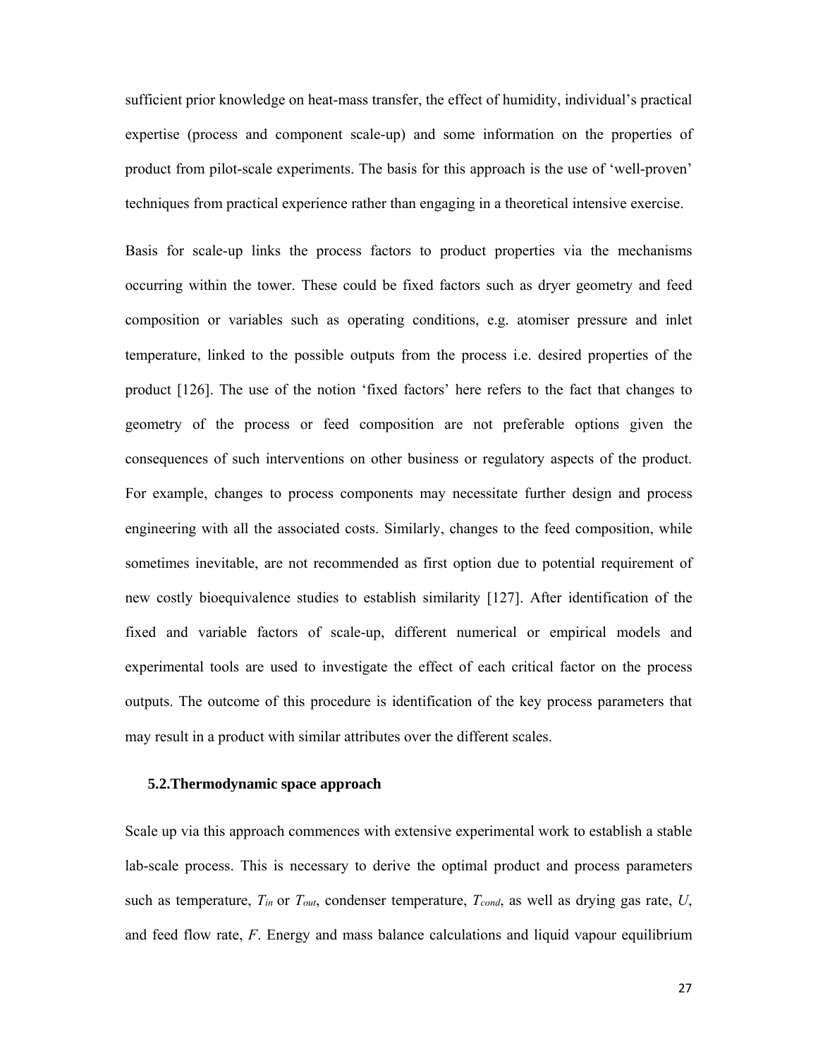sufficient prior knowledge on heat-mass transfer, the effect of humidity, individual's practical expertise (process and component scale-up) and some information on the properties of product from pilot-scale experiments. The basis for this approach is the use of 'well-proven' techniques from practical experience rather than engaging in a theoretical intensive exercise.

Basis for scale-up links the process factors to product properties via the mechanisms occurring within the tower. These could be fixed factors such as dryer geometry and feed composition or variables such as operating conditions, e.g. atomiser pressure and inlet temperature, linked to the possible outputs from the process i.e. desired properties of the product [126]. The use of the notion 'fixed factors' here refers to the fact that changes to geometry of the process or feed composition are not preferable options given the consequences of such interventions on other business or regulatory aspects of the product. For example, changes to process components may necessitate further design and process engineering with all the associated costs. Similarly, changes to the feed composition, while sometimes inevitable, are not recommended as first option due to potential requirement of new costly bioequivalence studies to establish similarity [127]. After identification of the fixed and variable factors of scale-up, different numerical or empirical models and experimental tools are used to investigate the effect of each critical factor on the process outputs. The outcome of this procedure is identification of the key process parameters that may result in a product with similar attributes over the different scales.

### 5.2. Thermodynamic space approach

Scale up via this approach commences with extensive experimental work to establish a stable lab-scale process. This is necessary to derive the optimal product and process parameters such as temperature, $T_{in}$ or $T_{out}$, condenser temperature, $T_{cond}$, as well as drying gas rate, $U$, and feed flow rate, $F$. Energy and mass balance calculations and liquid vapour equilibrium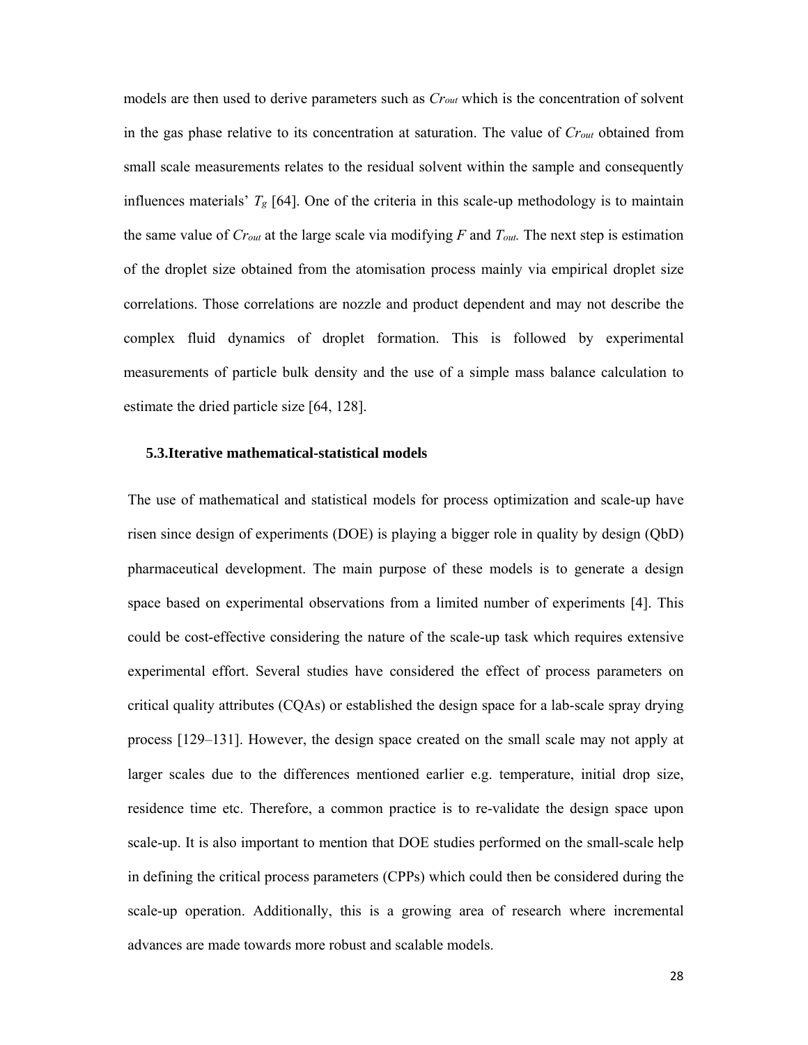models are then used to derive parameters such as $Cr_{out}$ which is the concentration of solvent in the gas phase relative to its concentration at saturation. The value of $Cr_{out}$ obtained from small scale measurements relates to the residual solvent within the sample and consequently influences materials' $T_g$ [64]. One of the criteria in this scale-up methodology is to maintain the same value of $Cr_{out}$ at the large scale via modifying $F$ and $T_{out}$. The next step is estimation of the droplet size obtained from the atomisation process mainly via empirical droplet size correlations. Those correlations are nozzle and product dependent and may not describe the complex fluid dynamics of droplet formation. This is followed by experimental measurements of particle bulk density and the use of a simple mass balance calculation to estimate the dried particle size [64, 128].

### 5.3. Iterative mathematical-statistical models

The use of mathematical and statistical models for process optimization and scale-up have risen since design of experiments (DOE) is playing a bigger role in quality by design (QbD) pharmaceutical development. The main purpose of these models is to generate a design space based on experimental observations from a limited number of experiments [4]. This could be cost-effective considering the nature of the scale-up task which requires extensive experimental effort. Several studies have considered the effect of process parameters on critical quality attributes (CQAs) or established the design space for a lab-scale spray drying process [129–131]. However, the design space created on the small scale may not apply at larger scales due to the differences mentioned earlier e.g. temperature, initial drop size, residence time etc. Therefore, a common practice is to re-validate the design space upon scale-up. It is also important to mention that DOE studies performed on the small-scale help in defining the critical process parameters (CPPs) which could then be considered during the scale-up operation. Additionally, this is a growing area of research where incremental advances are made towards more robust and scalable models.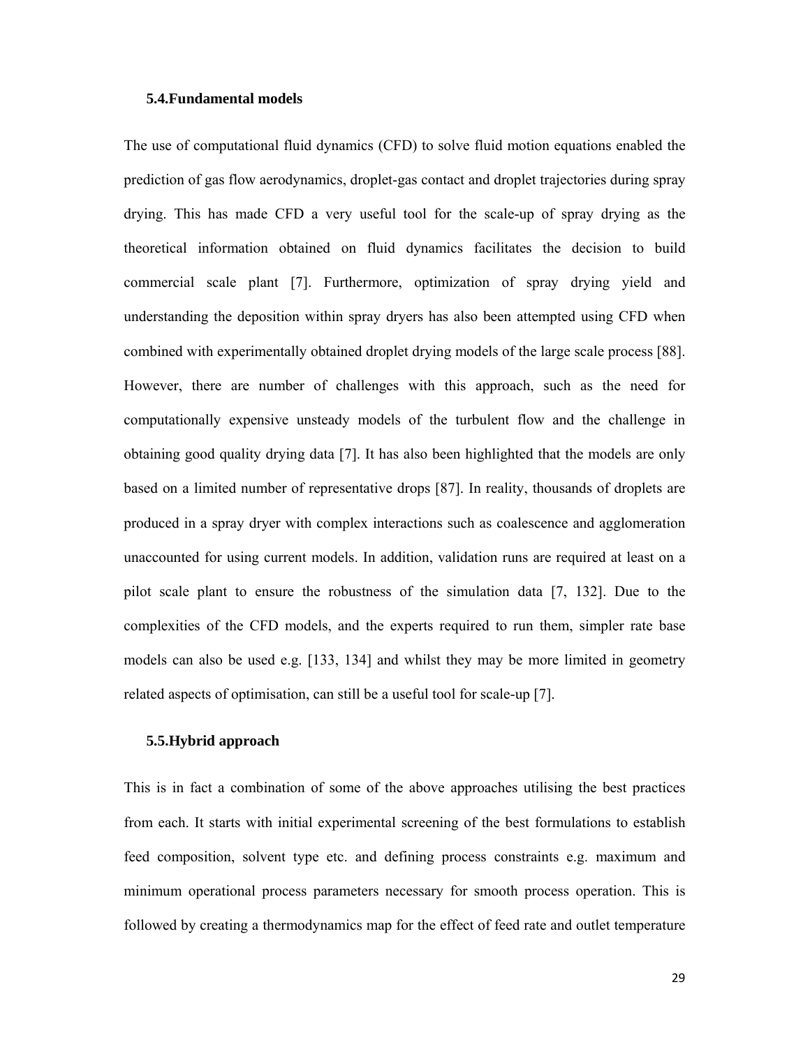### 5.4. Fundamental models

The use of computational fluid dynamics (CFD) to solve fluid motion equations enabled the prediction of gas flow aerodynamics, droplet-gas contact and droplet trajectories during spray drying. This has made CFD a very useful tool for the scale-up of spray drying as the theoretical information obtained on fluid dynamics facilitates the decision to build commercial scale plant [7]. Furthermore, optimization of spray drying yield and understanding the deposition within spray dryers has also been attempted using CFD when combined with experimentally obtained droplet drying models of the large scale process [88]. However, there are number of challenges with this approach, such as the need for computationally expensive unsteady models of the turbulent flow and the challenge in obtaining good quality drying data [7]. It has also been highlighted that the models are only based on a limited number of representative drops [87]. In reality, thousands of droplets are produced in a spray dryer with complex interactions such as coalescence and agglomeration unaccounted for using current models. In addition, validation runs are required at least on a pilot scale plant to ensure the robustness of the simulation data [7, 132]. Due to the complexities of the CFD models, and the experts required to run them, simpler rate base models can also be used e.g. [133, 134] and whilst they may be more limited in geometry related aspects of optimisation, can still be a useful tool for scale-up [7].

### 5.5. Hybrid approach

This is in fact a combination of some of the above approaches utilising the best practices from each. It starts with initial experimental screening of the best formulations to establish feed composition, solvent type etc. and defining process constraints e.g. maximum and minimum operational process parameters necessary for smooth process operation. This is followed by creating a thermodynamics map for the effect of feed rate and outlet temperature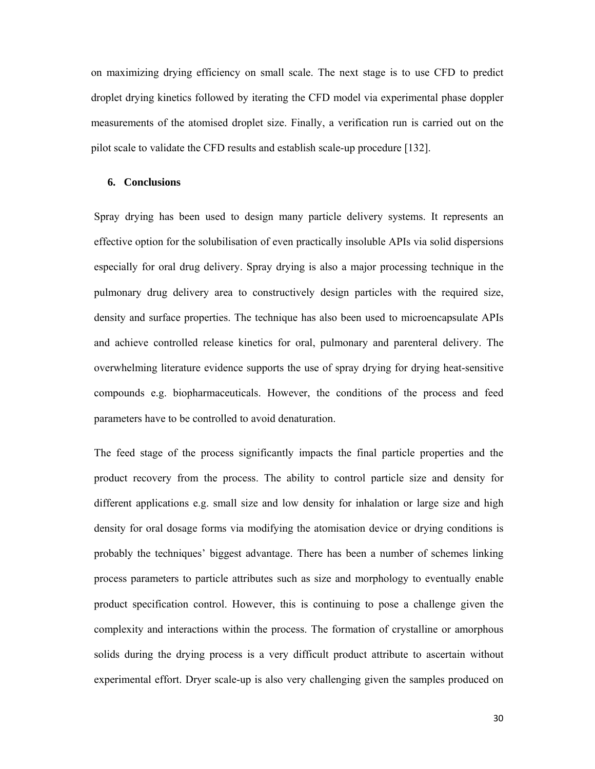on maximizing drying efficiency on small scale. The next stage is to use CFD to predict droplet drying kinetics followed by iterating the CFD model via experimental phase doppler measurements of the atomised droplet size. Finally, a verification run is carried out on the pilot scale to validate the CFD results and establish scale-up procedure [132].

## 6. Conclusions

Spray drying has been used to design many particle delivery systems. It represents an effective option for the solubilisation of even practically insoluble APIs via solid dispersions especially for oral drug delivery. Spray drying is also a major processing technique in the pulmonary drug delivery area to constructively design particles with the required size, density and surface properties. The technique has also been used to microencapsulate APIs and achieve controlled release kinetics for oral, pulmonary and parenteral delivery. The overwhelming literature evidence supports the use of spray drying for drying heat-sensitive compounds e.g. biopharmaceuticals. However, the conditions of the process and feed parameters have to be controlled to avoid denaturation.

The feed stage of the process significantly impacts the final particle properties and the product recovery from the process. The ability to control particle size and density for different applications e.g. small size and low density for inhalation or large size and high density for oral dosage forms via modifying the atomisation device or drying conditions is probably the techniques' biggest advantage. There has been a number of schemes linking process parameters to particle attributes such as size and morphology to eventually enable product specification control. However, this is continuing to pose a challenge given the complexity and interactions within the process. The formation of crystalline or amorphous solids during the drying process is a very difficult product attribute to ascertain without experimental effort. Dryer scale-up is also very challenging given the samples produced on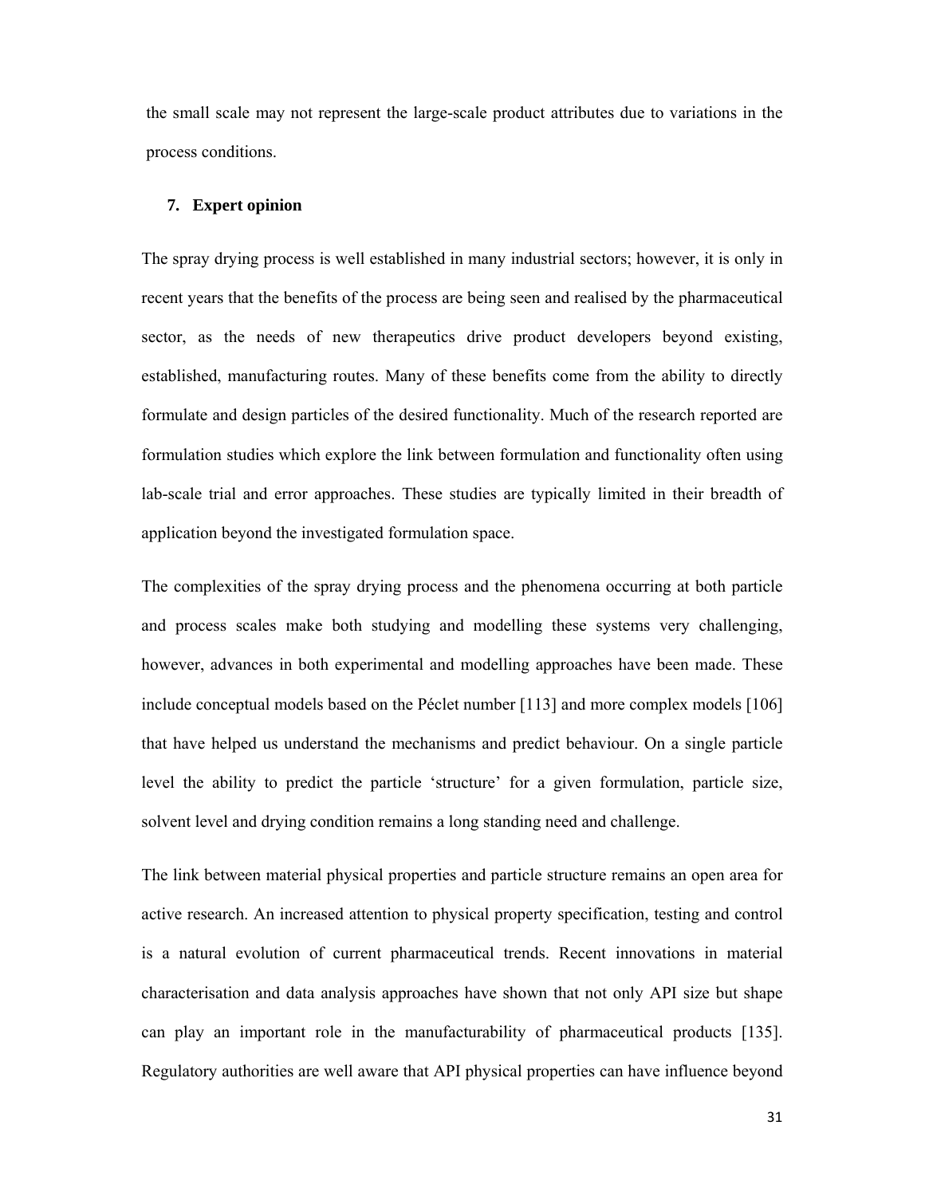the small scale may not represent the large-scale product attributes due to variations in the process conditions.

## 7. Expert opinion

The spray drying process is well established in many industrial sectors; however, it is only in recent years that the benefits of the process are being seen and realised by the pharmaceutical sector, as the needs of new therapeutics drive product developers beyond existing, established, manufacturing routes. Many of these benefits come from the ability to directly formulate and design particles of the desired functionality. Much of the research reported are formulation studies which explore the link between formulation and functionality often using lab-scale trial and error approaches. These studies are typically limited in their breadth of application beyond the investigated formulation space.

The complexities of the spray drying process and the phenomena occurring at both particle and process scales make both studying and modelling these systems very challenging, however, advances in both experimental and modelling approaches have been made. These include conceptual models based on the Péclet number [113] and more complex models [106] that have helped us understand the mechanisms and predict behaviour. On a single particle level the ability to predict the particle 'structure' for a given formulation, particle size, solvent level and drying condition remains a long standing need and challenge.

The link between material physical properties and particle structure remains an open area for active research. An increased attention to physical property specification, testing and control is a natural evolution of current pharmaceutical trends. Recent innovations in material characterisation and data analysis approaches have shown that not only API size but shape can play an important role in the manufacturability of pharmaceutical products [135]. Regulatory authorities are well aware that API physical properties can have influence beyond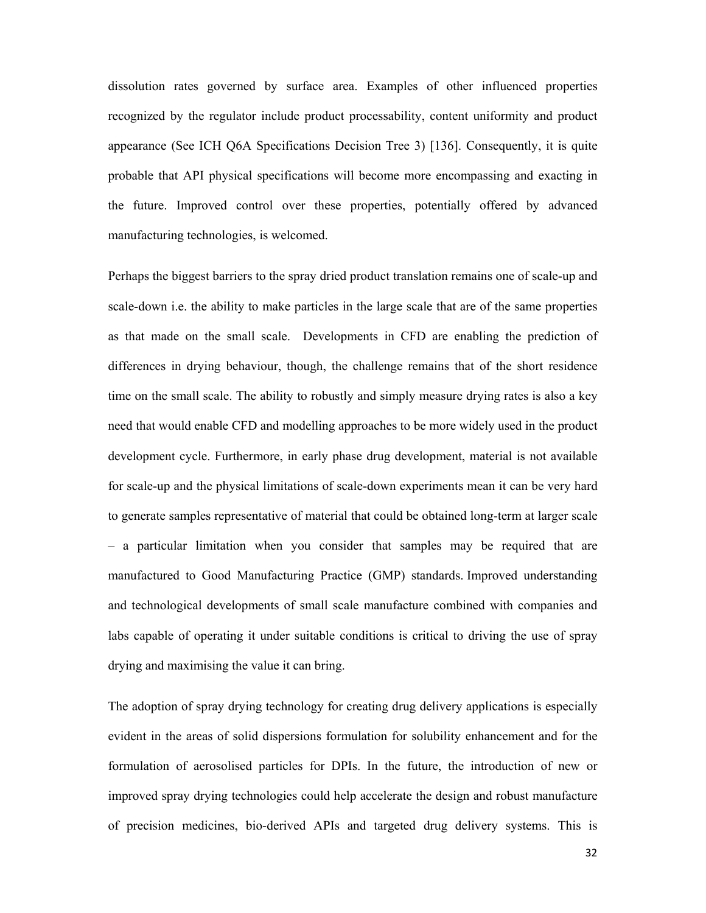dissolution rates governed by surface area. Examples of other influenced properties recognized by the regulator include product processability, content uniformity and product appearance (See ICH Q6A Specifications Decision Tree 3) [136]. Consequently, it is quite probable that API physical specifications will become more encompassing and exacting in the future. Improved control over these properties, potentially offered by advanced manufacturing technologies, is welcomed.

Perhaps the biggest barriers to the spray dried product translation remains one of scale-up and scale-down i.e. the ability to make particles in the large scale that are of the same properties as that made on the small scale. Developments in CFD are enabling the prediction of differences in drying behaviour, though, the challenge remains that of the short residence time on the small scale. The ability to robustly and simply measure drying rates is also a key need that would enable CFD and modelling approaches to be more widely used in the product development cycle. Furthermore, in early phase drug development, material is not available for scale-up and the physical limitations of scale-down experiments mean it can be very hard to generate samples representative of material that could be obtained long-term at larger scale – a particular limitation when you consider that samples may be required that are manufactured to Good Manufacturing Practice (GMP) standards. Improved understanding and technological developments of small scale manufacture combined with companies and labs capable of operating it under suitable conditions is critical to driving the use of spray drying and maximising the value it can bring.

The adoption of spray drying technology for creating drug delivery applications is especially evident in the areas of solid dispersions formulation for solubility enhancement and for the formulation of aerosolised particles for DPIs. In the future, the introduction of new or improved spray drying technologies could help accelerate the design and robust manufacture of precision medicines, bio-derived APIs and targeted drug delivery systems. This is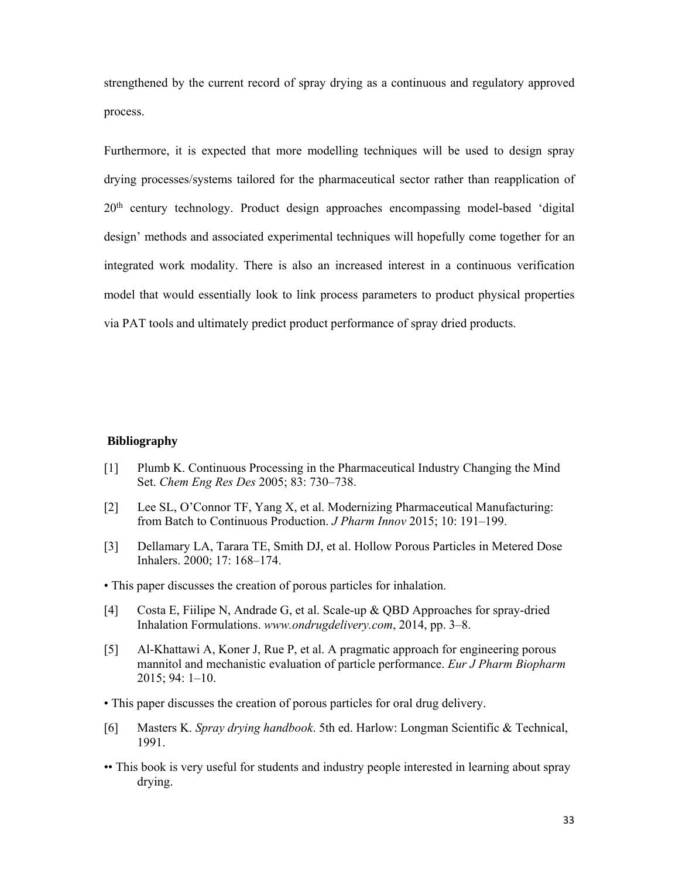strengthened by the current record of spray drying as a continuous and regulatory approved process.

Furthermore, it is expected that more modelling techniques will be used to design spray drying processes/systems tailored for the pharmaceutical sector rather than reapplication of 20th century technology. Product design approaches encompassing model-based 'digital design' methods and associated experimental techniques will hopefully come together for an integrated work modality. There is also an increased interest in a continuous verification model that would essentially look to link process parameters to product physical properties via PAT tools and ultimately predict product performance of spray dried products.

## Bibliography

[1] Plumb K. Continuous Processing in the Pharmaceutical Industry Changing the Mind Set. *Chem Eng Res Des* 2005; 83: 730–738.

[2] Lee SL, O'Connor TF, Yang X, et al. Modernizing Pharmaceutical Manufacturing: from Batch to Continuous Production. *J Pharm Innov* 2015; 10: 191–199.

[3] Dellamary LA, Tarara TE, Smith DJ, et al. Hollow Porous Particles in Metered Dose Inhalers. 2000; 17: 168–174.

• This paper discusses the creation of porous particles for inhalation.

[4] Costa E, Fiilipe N, Andrade G, et al. Scale-up & QBD Approaches for spray-dried Inhalation Formulations. *www.ondrugdelivery.com*, 2014, pp. 3–8.

[5] Al-Khattawi A, Koner J, Rue P, et al. A pragmatic approach for engineering porous mannitol and mechanistic evaluation of particle performance. *Eur J Pharm Biopharm* 2015; 94: 1–10.

• This paper discusses the creation of porous particles for oral drug delivery.

[6] Masters K. *Spray drying handbook*. 5th ed. Harlow: Longman Scientific & Technical, 1991.

•• This book is very useful for students and industry people interested in learning about spray drying.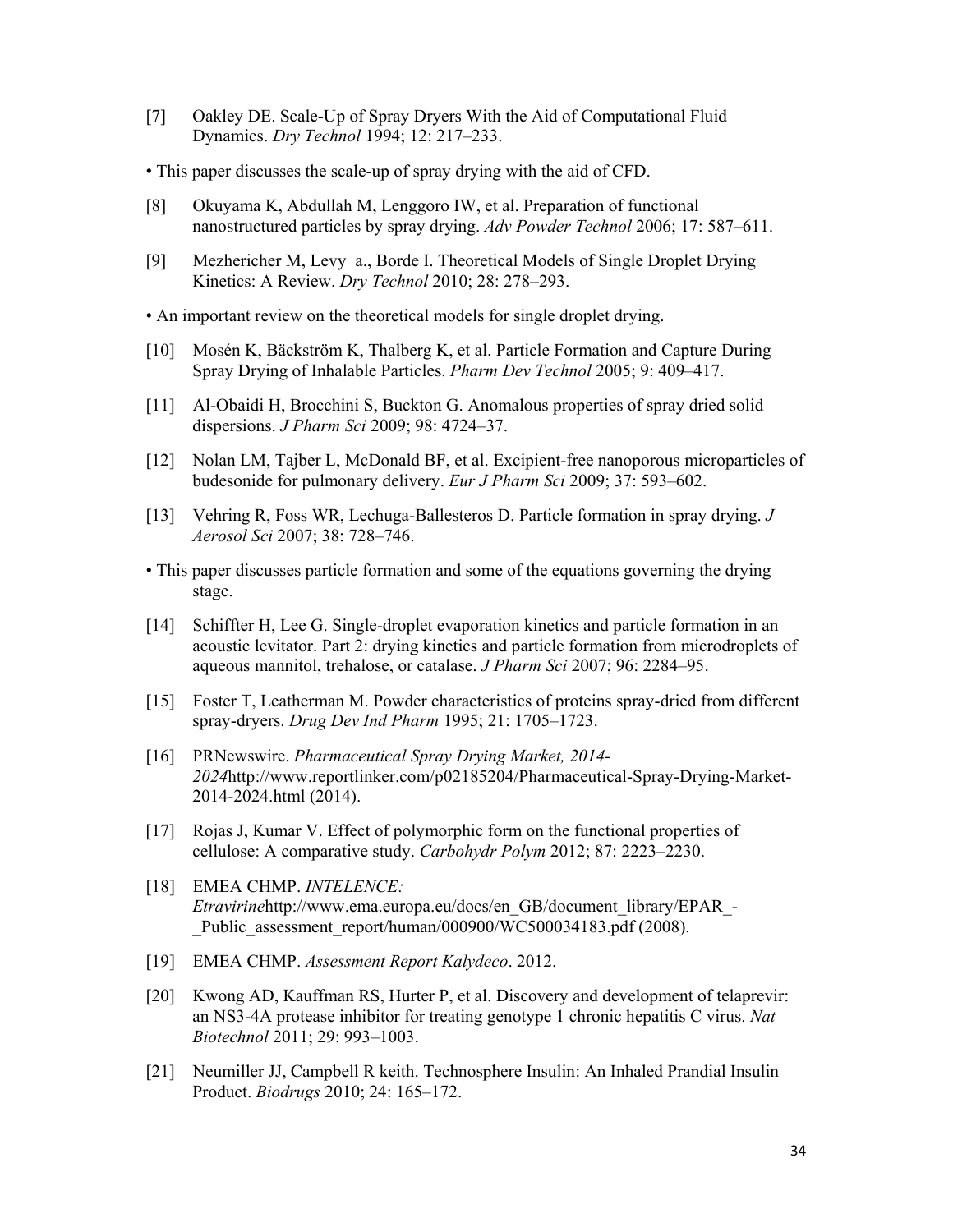[7] Oakley DE. Scale-Up of Spray Dryers With the Aid of Computational Fluid Dynamics. *Dry Technol* 1994; 12: 217–233.

• This paper discusses the scale-up of spray drying with the aid of CFD.

[8] Okuyama K, Abdullah M, Lenggoro IW, et al. Preparation of functional nanostructured particles by spray drying. *Adv Powder Technol* 2006; 17: 587–611.

[9] Mezhericher M, Levy a., Borde I. Theoretical Models of Single Droplet Drying Kinetics: A Review. *Dry Technol* 2010; 28: 278–293.

• An important review on the theoretical models for single droplet drying.

[10] Mosén K, Bäckström K, Thalberg K, et al. Particle Formation and Capture During Spray Drying of Inhalable Particles. *Pharm Dev Technol* 2005; 9: 409–417.

[11] Al-Obaidi H, Brocchini S, Buckton G. Anomalous properties of spray dried solid dispersions. *J Pharm Sci* 2009; 98: 4724–37.

[12] Nolan LM, Tajber L, McDonald BF, et al. Excipient-free nanoporous microparticles of budesonide for pulmonary delivery. *Eur J Pharm Sci* 2009; 37: 593–602.

[13] Vehring R, Foss WR, Lechuga-Ballesteros D. Particle formation in spray drying. *J Aerosol Sci* 2007; 38: 728–746.

• This paper discusses particle formation and some of the equations governing the drying stage.

[14] Schiffter H, Lee G. Single-droplet evaporation kinetics and particle formation in an acoustic levitator. Part 2: drying kinetics and particle formation from microdroplets of aqueous mannitol, trehalose, or catalase. *J Pharm Sci* 2007; 96: 2284–95.

[15] Foster T, Leatherman M. Powder characteristics of proteins spray-dried from different spray-dryers. *Drug Dev Ind Pharm* 1995; 21: 1705–1723.

[16] PRNewswire. *Pharmaceutical Spray Drying Market, 2014-2024*http://www.reportlinker.com/p02185204/Pharmaceutical-Spray-Drying-Market-2014-2024.html (2014).

[17] Rojas J, Kumar V. Effect of polymorphic form on the functional properties of cellulose: A comparative study. *Carbohydr Polym* 2012; 87: 2223–2230.

[18] EMEA CHMP. *INTELENCE: Etravirine*http://www.ema.europa.eu/docs/en_GB/document_library/EPAR_-_Public_assessment_report/human/000900/WC500034183.pdf (2008).

[19] EMEA CHMP. *Assessment Report Kalydeco*. 2012.

[20] Kwong AD, Kauffman RS, Hurter P, et al. Discovery and development of telaprevir: an NS3-4A protease inhibitor for treating genotype 1 chronic hepatitis C virus. *Nat Biotechnol* 2011; 29: 993–1003.

[21] Neumiller JJ, Campbell R keith. Technosphere Insulin: An Inhaled Prandial Insulin Product. *Biodrugs* 2010; 24: 165–172.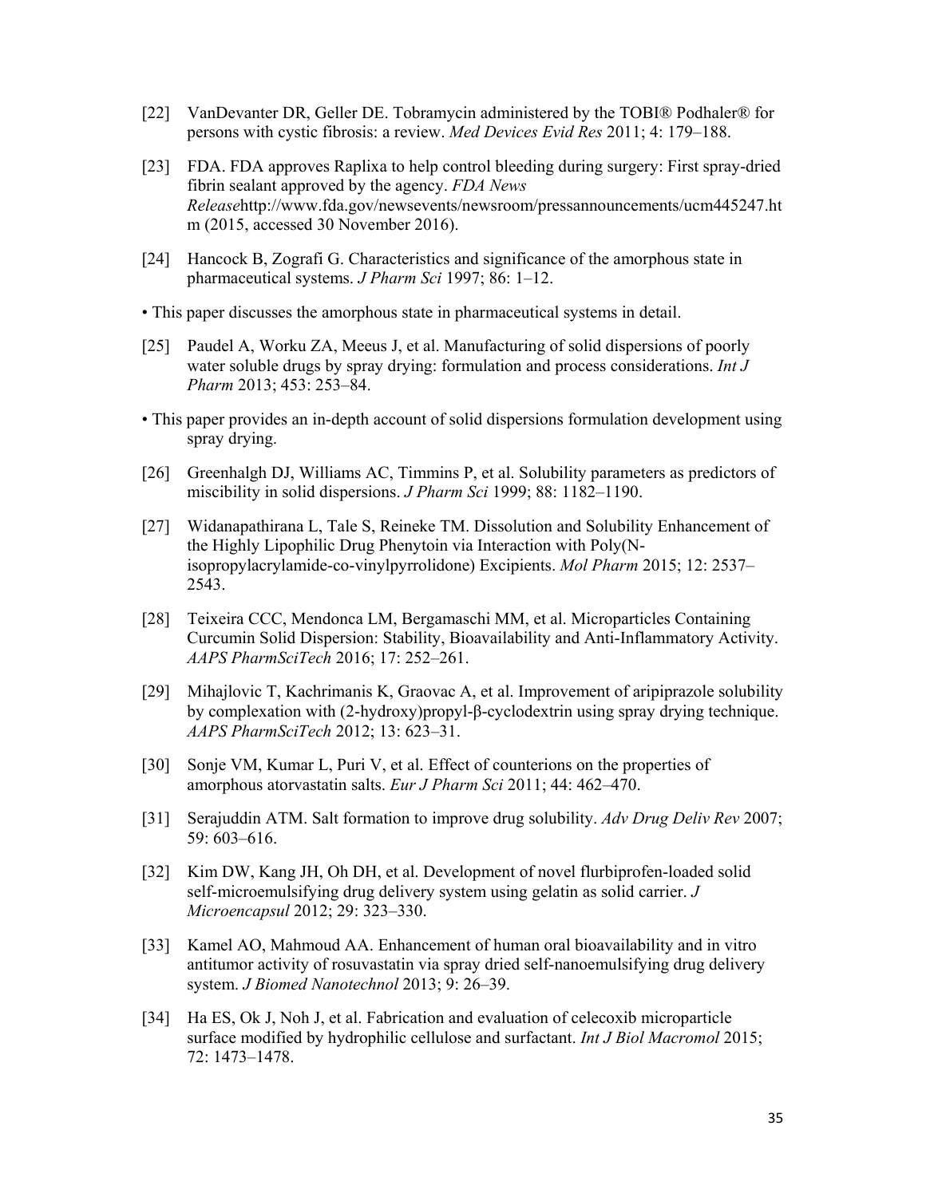[22] VanDevanter DR, Geller DE. Tobramycin administered by the TOBI® Podhaler® for persons with cystic fibrosis: a review. *Med Devices Evid Res* 2011; 4: 179–188.

[23] FDA. FDA approves Raplixa to help control bleeding during surgery: First spray-dried fibrin sealant approved by the agency. *FDA News Release*http://www.fda.gov/newsevents/newsroom/pressannouncements/ucm445247.htm (2015, accessed 30 November 2016).

[24] Hancock B, Zografi G. Characteristics and significance of the amorphous state in pharmaceutical systems. *J Pharm Sci* 1997; 86: 1–12.

• This paper discusses the amorphous state in pharmaceutical systems in detail.

[25] Paudel A, Worku ZA, Meeus J, et al. Manufacturing of solid dispersions of poorly water soluble drugs by spray drying: formulation and process considerations. *Int J Pharm* 2013; 453: 253–84.

• This paper provides an in-depth account of solid dispersions formulation development using spray drying.

[26] Greenhalgh DJ, Williams AC, Timmins P, et al. Solubility parameters as predictors of miscibility in solid dispersions. *J Pharm Sci* 1999; 88: 1182–1190.

[27] Widanapathirana L, Tale S, Reineke TM. Dissolution and Solubility Enhancement of the Highly Lipophilic Drug Phenytoin via Interaction with Poly(N-isopropylacrylamide-co-vinylpyrrolidone) Excipients. *Mol Pharm* 2015; 12: 2537–2543.

[28] Teixeira CCC, Mendonca LM, Bergamaschi MM, et al. Microparticles Containing Curcumin Solid Dispersion: Stability, Bioavailability and Anti-Inflammatory Activity. *AAPS PharmSciTech* 2016; 17: 252–261.

[29] Mihajlovic T, Kachrimanis K, Graovac A, et al. Improvement of aripiprazole solubility by complexation with (2-hydroxy)propyl-β-cyclodextrin using spray drying technique. *AAPS PharmSciTech* 2012; 13: 623–31.

[30] Sonje VM, Kumar L, Puri V, et al. Effect of counterions on the properties of amorphous atorvastatin salts. *Eur J Pharm Sci* 2011; 44: 462–470.

[31] Serajuddin ATM. Salt formation to improve drug solubility. *Adv Drug Deliv Rev* 2007; 59: 603–616.

[32] Kim DW, Kang JH, Oh DH, et al. Development of novel flurbiprofen-loaded solid self-microemulsifying drug delivery system using gelatin as solid carrier. *J Microencapsul* 2012; 29: 323–330.

[33] Kamel AO, Mahmoud AA. Enhancement of human oral bioavailability and in vitro antitumor activity of rosuvastatin via spray dried self-nanoemulsifying drug delivery system. *J Biomed Nanotechnol* 2013; 9: 26–39.

[34] Ha ES, Ok J, Noh J, et al. Fabrication and evaluation of celecoxib microparticle surface modified by hydrophilic cellulose and surfactant. *Int J Biol Macromol* 2015; 72: 1473–1478.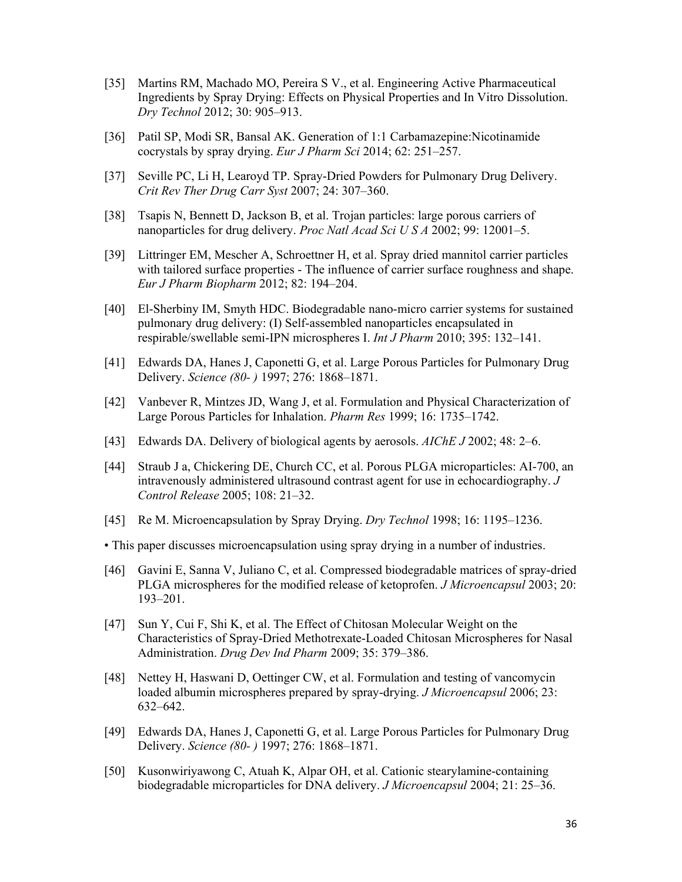[35] Martins RM, Machado MO, Pereira S V., et al. Engineering Active Pharmaceutical Ingredients by Spray Drying: Effects on Physical Properties and In Vitro Dissolution. *Dry Technol* 2012; 30: 905–913.

[36] Patil SP, Modi SR, Bansal AK. Generation of 1:1 Carbamazepine:Nicotinamide cocrystals by spray drying. *Eur J Pharm Sci* 2014; 62: 251–257.

[37] Seville PC, Li H, Learoyd TP. Spray-Dried Powders for Pulmonary Drug Delivery. *Crit Rev Ther Drug Carr Syst* 2007; 24: 307–360.

[38] Tsapis N, Bennett D, Jackson B, et al. Trojan particles: large porous carriers of nanoparticles for drug delivery. *Proc Natl Acad Sci U S A* 2002; 99: 12001–5.

[39] Littringer EM, Mescher A, Schroettner H, et al. Spray dried mannitol carrier particles with tailored surface properties - The influence of carrier surface roughness and shape. *Eur J Pharm Biopharm* 2012; 82: 194–204.

[40] El-Sherbiny IM, Smyth HDC. Biodegradable nano-micro carrier systems for sustained pulmonary drug delivery: (I) Self-assembled nanoparticles encapsulated in respirable/swellable semi-IPN microspheres I. *Int J Pharm* 2010; 395: 132–141.

[41] Edwards DA, Hanes J, Caponetti G, et al. Large Porous Particles for Pulmonary Drug Delivery. *Science (80- )* 1997; 276: 1868–1871.

[42] Vanbever R, Mintzes JD, Wang J, et al. Formulation and Physical Characterization of Large Porous Particles for Inhalation. *Pharm Res* 1999; 16: 1735–1742.

[43] Edwards DA. Delivery of biological agents by aerosols. *AIChE J* 2002; 48: 2–6.

[44] Straub J a, Chickering DE, Church CC, et al. Porous PLGA microparticles: AI-700, an intravenously administered ultrasound contrast agent for use in echocardiography. *J Control Release* 2005; 108: 21–32.

[45] Re M. Microencapsulation by Spray Drying. *Dry Technol* 1998; 16: 1195–1236.

• This paper discusses microencapsulation using spray drying in a number of industries.

[46] Gavini E, Sanna V, Juliano C, et al. Compressed biodegradable matrices of spray-dried PLGA microspheres for the modified release of ketoprofen. *J Microencapsul* 2003; 20: 193–201.

[47] Sun Y, Cui F, Shi K, et al. The Effect of Chitosan Molecular Weight on the Characteristics of Spray-Dried Methotrexate-Loaded Chitosan Microspheres for Nasal Administration. *Drug Dev Ind Pharm* 2009; 35: 379–386.

[48] Nettey H, Haswani D, Oettinger CW, et al. Formulation and testing of vancomycin loaded albumin microspheres prepared by spray-drying. *J Microencapsul* 2006; 23: 632–642.

[49] Edwards DA, Hanes J, Caponetti G, et al. Large Porous Particles for Pulmonary Drug Delivery. *Science (80- )* 1997; 276: 1868–1871.

[50] Kusonwiriyawong C, Atuah K, Alpar OH, et al. Cationic stearylamine-containing biodegradable microparticles for DNA delivery. *J Microencapsul* 2004; 21: 25–36.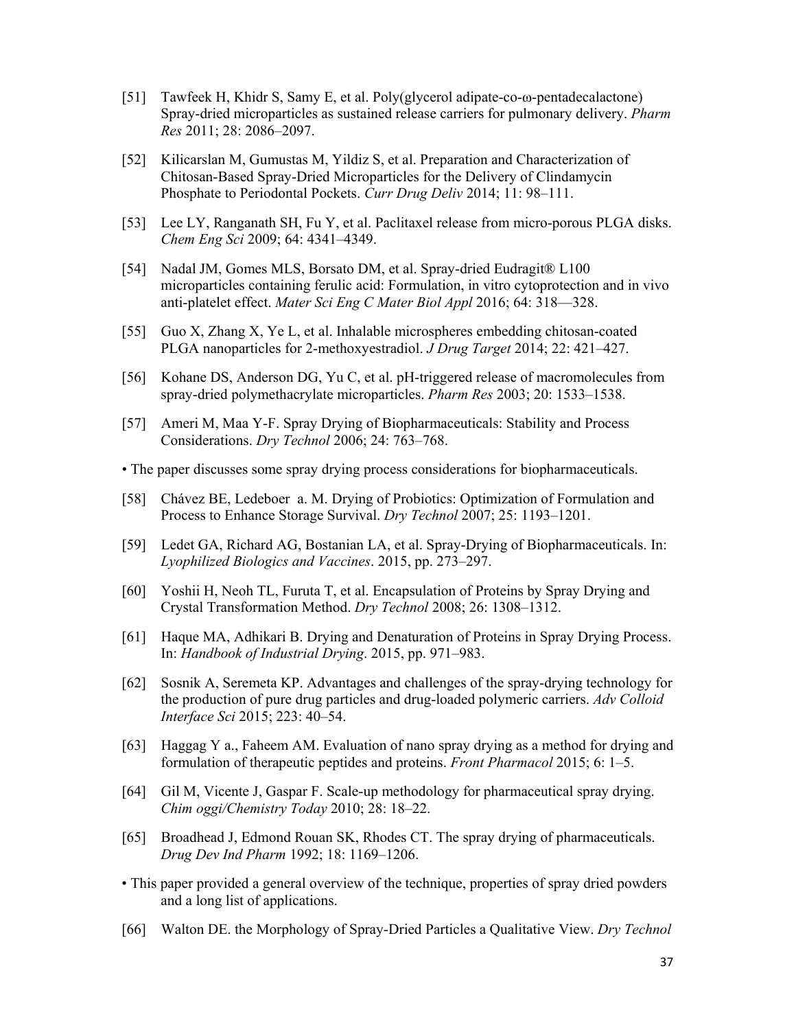[51] Tawfeek H, Khidr S, Samy E, et al. Poly(glycerol adipate-co-ω-pentadecalactone) Spray-dried microparticles as sustained release carriers for pulmonary delivery. *Pharm Res* 2011; 28: 2086–2097.

[52] Kilicarslan M, Gumustas M, Yildiz S, et al. Preparation and Characterization of Chitosan-Based Spray-Dried Microparticles for the Delivery of Clindamycin Phosphate to Periodontal Pockets. *Curr Drug Deliv* 2014; 11: 98–111.

[53] Lee LY, Ranganath SH, Fu Y, et al. Paclitaxel release from micro-porous PLGA disks. *Chem Eng Sci* 2009; 64: 4341–4349.

[54] Nadal JM, Gomes MLS, Borsato DM, et al. Spray-dried Eudragit® L100 microparticles containing ferulic acid: Formulation, in vitro cytoprotection and in vivo anti-platelet effect. *Mater Sci Eng C Mater Biol Appl* 2016; 64: 318—328.

[55] Guo X, Zhang X, Ye L, et al. Inhalable microspheres embedding chitosan-coated PLGA nanoparticles for 2-methoxyestradiol. *J Drug Target* 2014; 22: 421–427.

[56] Kohane DS, Anderson DG, Yu C, et al. pH-triggered release of macromolecules from spray-dried polymethacrylate microparticles. *Pharm Res* 2003; 20: 1533–1538.

[57] Ameri M, Maa Y-F. Spray Drying of Biopharmaceuticals: Stability and Process Considerations. *Dry Technol* 2006; 24: 763–768.

• The paper discusses some spray drying process considerations for biopharmaceuticals.

[58] Chávez BE, Ledeboer a. M. Drying of Probiotics: Optimization of Formulation and Process to Enhance Storage Survival. *Dry Technol* 2007; 25: 1193–1201.

[59] Ledet GA, Richard AG, Bostanian LA, et al. Spray-Drying of Biopharmaceuticals. In: *Lyophilized Biologics and Vaccines*. 2015, pp. 273–297.

[60] Yoshii H, Neoh TL, Furuta T, et al. Encapsulation of Proteins by Spray Drying and Crystal Transformation Method. *Dry Technol* 2008; 26: 1308–1312.

[61] Haque MA, Adhikari B. Drying and Denaturation of Proteins in Spray Drying Process. In: *Handbook of Industrial Drying*. 2015, pp. 971–983.

[62] Sosnik A, Seremeta KP. Advantages and challenges of the spray-drying technology for the production of pure drug particles and drug-loaded polymeric carriers. *Adv Colloid Interface Sci* 2015; 223: 40–54.

[63] Haggag Y a., Faheem AM. Evaluation of nano spray drying as a method for drying and formulation of therapeutic peptides and proteins. *Front Pharmacol* 2015; 6: 1–5.

[64] Gil M, Vicente J, Gaspar F. Scale-up methodology for pharmaceutical spray drying. *Chim oggi/Chemistry Today* 2010; 28: 18–22.

[65] Broadhead J, Edmond Rouan SK, Rhodes CT. The spray drying of pharmaceuticals. *Drug Dev Ind Pharm* 1992; 18: 1169–1206.

• This paper provided a general overview of the technique, properties of spray dried powders and a long list of applications.

[66] Walton DE. the Morphology of Spray-Dried Particles a Qualitative View. *Dry Technol*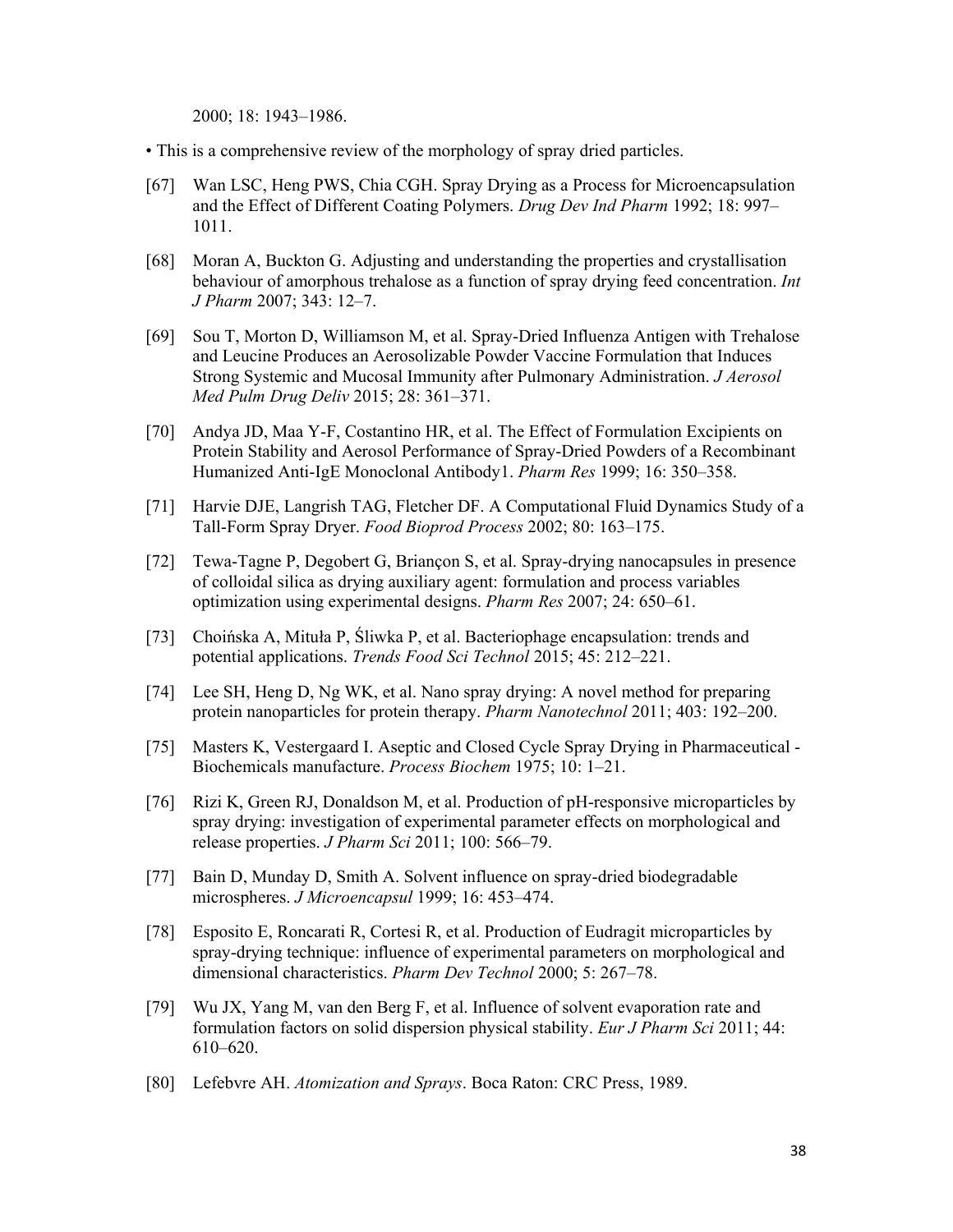2000; 18: 1943–1986.

• This is a comprehensive review of the morphology of spray dried particles.

[67] Wan LSC, Heng PWS, Chia CGH. Spray Drying as a Process for Microencapsulation and the Effect of Different Coating Polymers. *Drug Dev Ind Pharm* 1992; 18: 997–1011.

[68] Moran A, Buckton G. Adjusting and understanding the properties and crystallisation behaviour of amorphous trehalose as a function of spray drying feed concentration. *Int J Pharm* 2007; 343: 12–7.

[69] Sou T, Morton D, Williamson M, et al. Spray-Dried Influenza Antigen with Trehalose and Leucine Produces an Aerosolizable Powder Vaccine Formulation that Induces Strong Systemic and Mucosal Immunity after Pulmonary Administration. *J Aerosol Med Pulm Drug Deliv* 2015; 28: 361–371.

[70] Andya JD, Maa Y-F, Costantino HR, et al. The Effect of Formulation Excipients on Protein Stability and Aerosol Performance of Spray-Dried Powders of a Recombinant Humanized Anti-IgE Monoclonal Antibody1. *Pharm Res* 1999; 16: 350–358.

[71] Harvie DJE, Langrish TAG, Fletcher DF. A Computational Fluid Dynamics Study of a Tall-Form Spray Dryer. *Food Bioprod Process* 2002; 80: 163–175.

[72] Tewa-Tagne P, Degobert G, Briançon S, et al. Spray-drying nanocapsules in presence of colloidal silica as drying auxiliary agent: formulation and process variables optimization using experimental designs. *Pharm Res* 2007; 24: 650–61.

[73] Choińska A, Mituła P, Śliwka P, et al. Bacteriophage encapsulation: trends and potential applications. *Trends Food Sci Technol* 2015; 45: 212–221.

[74] Lee SH, Heng D, Ng WK, et al. Nano spray drying: A novel method for preparing protein nanoparticles for protein therapy. *Pharm Nanotechnol* 2011; 403: 192–200.

[75] Masters K, Vestergaard I. Aseptic and Closed Cycle Spray Drying in Pharmaceutical - Biochemicals manufacture. *Process Biochem* 1975; 10: 1–21.

[76] Rizi K, Green RJ, Donaldson M, et al. Production of pH-responsive microparticles by spray drying: investigation of experimental parameter effects on morphological and release properties. *J Pharm Sci* 2011; 100: 566–79.

[77] Bain D, Munday D, Smith A. Solvent influence on spray-dried biodegradable microspheres. *J Microencapsul* 1999; 16: 453–474.

[78] Esposito E, Roncarati R, Cortesi R, et al. Production of Eudragit microparticles by spray-drying technique: influence of experimental parameters on morphological and dimensional characteristics. *Pharm Dev Technol* 2000; 5: 267–78.

[79] Wu JX, Yang M, van den Berg F, et al. Influence of solvent evaporation rate and formulation factors on solid dispersion physical stability. *Eur J Pharm Sci* 2011; 44: 610–620.

[80] Lefebvre AH. *Atomization and Sprays*. Boca Raton: CRC Press, 1989.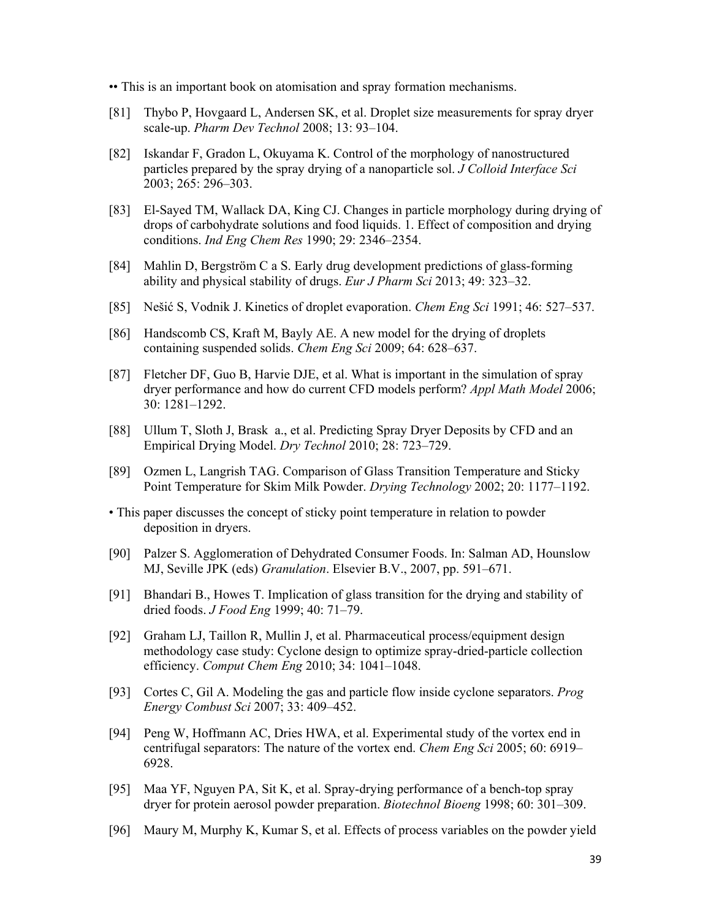•• This is an important book on atomisation and spray formation mechanisms.

[81] Thybo P, Hovgaard L, Andersen SK, et al. Droplet size measurements for spray dryer scale-up. *Pharm Dev Technol* 2008; 13: 93–104.

[82] Iskandar F, Gradon L, Okuyama K. Control of the morphology of nanostructured particles prepared by the spray drying of a nanoparticle sol. *J Colloid Interface Sci* 2003; 265: 296–303.

[83] El-Sayed TM, Wallack DA, King CJ. Changes in particle morphology during drying of drops of carbohydrate solutions and food liquids. 1. Effect of composition and drying conditions. *Ind Eng Chem Res* 1990; 29: 2346–2354.

[84] Mahlin D, Bergström C a S. Early drug development predictions of glass-forming ability and physical stability of drugs. *Eur J Pharm Sci* 2013; 49: 323–32.

[85] Nešić S, Vodnik J. Kinetics of droplet evaporation. *Chem Eng Sci* 1991; 46: 527–537.

[86] Handscomb CS, Kraft M, Bayly AE. A new model for the drying of droplets containing suspended solids. *Chem Eng Sci* 2009; 64: 628–637.

[87] Fletcher DF, Guo B, Harvie DJE, et al. What is important in the simulation of spray dryer performance and how do current CFD models perform? *Appl Math Model* 2006; 30: 1281–1292.

[88] Ullum T, Sloth J, Brask a., et al. Predicting Spray Dryer Deposits by CFD and an Empirical Drying Model. *Dry Technol* 2010; 28: 723–729.

[89] Ozmen L, Langrish TAG. Comparison of Glass Transition Temperature and Sticky Point Temperature for Skim Milk Powder. *Drying Technology* 2002; 20: 1177–1192.

• This paper discusses the concept of sticky point temperature in relation to powder deposition in dryers.

[90] Palzer S. Agglomeration of Dehydrated Consumer Foods. In: Salman AD, Hounslow MJ, Seville JPK (eds) *Granulation*. Elsevier B.V., 2007, pp. 591–671.

[91] Bhandari B., Howes T. Implication of glass transition for the drying and stability of dried foods. *J Food Eng* 1999; 40: 71–79.

[92] Graham LJ, Taillon R, Mullin J, et al. Pharmaceutical process/equipment design methodology case study: Cyclone design to optimize spray-dried-particle collection efficiency. *Comput Chem Eng* 2010; 34: 1041–1048.

[93] Cortes C, Gil A. Modeling the gas and particle flow inside cyclone separators. *Prog Energy Combust Sci* 2007; 33: 409–452.

[94] Peng W, Hoffmann AC, Dries HWA, et al. Experimental study of the vortex end in centrifugal separators: The nature of the vortex end. *Chem Eng Sci* 2005; 60: 6919–6928.

[95] Maa YF, Nguyen PA, Sit K, et al. Spray-drying performance of a bench-top spray dryer for protein aerosol powder preparation. *Biotechnol Bioeng* 1998; 60: 301–309.

[96] Maury M, Murphy K, Kumar S, et al. Effects of process variables on the powder yield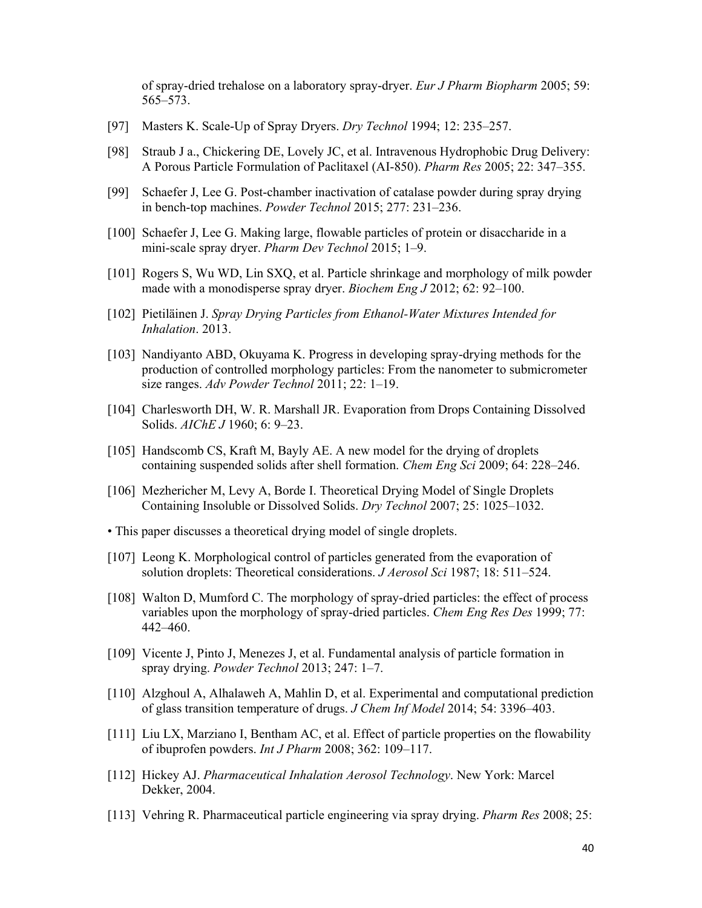of spray-dried trehalose on a laboratory spray-dryer. *Eur J Pharm Biopharm* 2005; 59: 565–573.

[97] Masters K. Scale-Up of Spray Dryers. *Dry Technol* 1994; 12: 235–257.

[98] Straub J a., Chickering DE, Lovely JC, et al. Intravenous Hydrophobic Drug Delivery: A Porous Particle Formulation of Paclitaxel (AI-850). *Pharm Res* 2005; 22: 347–355.

[99] Schaefer J, Lee G. Post-chamber inactivation of catalase powder during spray drying in bench-top machines. *Powder Technol* 2015; 277: 231–236.

[100] Schaefer J, Lee G. Making large, flowable particles of protein or disaccharide in a mini-scale spray dryer. *Pharm Dev Technol* 2015; 1–9.

[101] Rogers S, Wu WD, Lin SXQ, et al. Particle shrinkage and morphology of milk powder made with a monodisperse spray dryer. *Biochem Eng J* 2012; 62: 92–100.

[102] Pietiläinen J. *Spray Drying Particles from Ethanol-Water Mixtures Intended for Inhalation*. 2013.

[103] Nandiyanto ABD, Okuyama K. Progress in developing spray-drying methods for the production of controlled morphology particles: From the nanometer to submicrometer size ranges. *Adv Powder Technol* 2011; 22: 1–19.

[104] Charlesworth DH, W. R. Marshall JR. Evaporation from Drops Containing Dissolved Solids. *AIChE J* 1960; 6: 9–23.

[105] Handscomb CS, Kraft M, Bayly AE. A new model for the drying of droplets containing suspended solids after shell formation. *Chem Eng Sci* 2009; 64: 228–246.

[106] Mezhericher M, Levy A, Borde I. Theoretical Drying Model of Single Droplets Containing Insoluble or Dissolved Solids. *Dry Technol* 2007; 25: 1025–1032.

• This paper discusses a theoretical drying model of single droplets.

[107] Leong K. Morphological control of particles generated from the evaporation of solution droplets: Theoretical considerations. *J Aerosol Sci* 1987; 18: 511–524.

[108] Walton D, Mumford C. The morphology of spray-dried particles: the effect of process variables upon the morphology of spray-dried particles. *Chem Eng Res Des* 1999; 77: 442–460.

[109] Vicente J, Pinto J, Menezes J, et al. Fundamental analysis of particle formation in spray drying. *Powder Technol* 2013; 247: 1–7.

[110] Alzghoul A, Alhalaweh A, Mahlin D, et al. Experimental and computational prediction of glass transition temperature of drugs. *J Chem Inf Model* 2014; 54: 3396–403.

[111] Liu LX, Marziano I, Bentham AC, et al. Effect of particle properties on the flowability of ibuprofen powders. *Int J Pharm* 2008; 362: 109–117.

[112] Hickey AJ. *Pharmaceutical Inhalation Aerosol Technology*. New York: Marcel Dekker, 2004.

[113] Vehring R. Pharmaceutical particle engineering via spray drying. *Pharm Res* 2008; 25: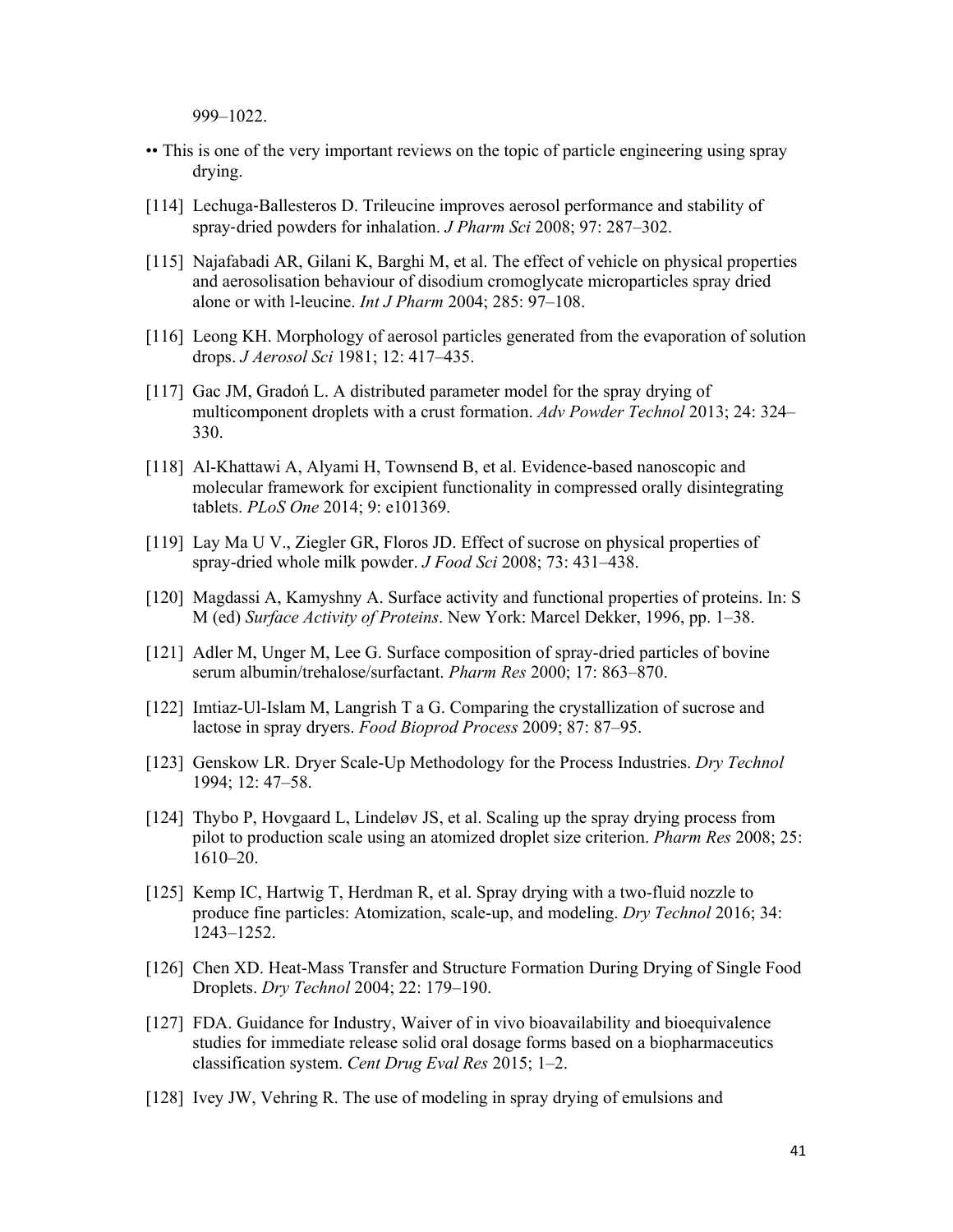999–1022.

•• This is one of the very important reviews on the topic of particle engineering using spray drying.

[114] Lechuga-Ballesteros D. Trileucine improves aerosol performance and stability of spray-dried powders for inhalation. *J Pharm Sci* 2008; 97: 287–302.

[115] Najafabadi AR, Gilani K, Barghi M, et al. The effect of vehicle on physical properties and aerosolisation behaviour of disodium cromoglycate microparticles spray dried alone or with l-leucine. *Int J Pharm* 2004; 285: 97–108.

[116] Leong KH. Morphology of aerosol particles generated from the evaporation of solution drops. *J Aerosol Sci* 1981; 12: 417–435.

[117] Gac JM, Gradoń L. A distributed parameter model for the spray drying of multicomponent droplets with a crust formation. *Adv Powder Technol* 2013; 24: 324–330.

[118] Al-Khattawi A, Alyami H, Townsend B, et al. Evidence-based nanoscopic and molecular framework for excipient functionality in compressed orally disintegrating tablets. *PLoS One* 2014; 9: e101369.

[119] Lay Ma U V., Ziegler GR, Floros JD. Effect of sucrose on physical properties of spray-dried whole milk powder. *J Food Sci* 2008; 73: 431–438.

[120] Magdassi A, Kamyshny A. Surface activity and functional properties of proteins. In: S M (ed) *Surface Activity of Proteins*. New York: Marcel Dekker, 1996, pp. 1–38.

[121] Adler M, Unger M, Lee G. Surface composition of spray-dried particles of bovine serum albumin/trehalose/surfactant. *Pharm Res* 2000; 17: 863–870.

[122] Imtiaz-Ul-Islam M, Langrish T a G. Comparing the crystallization of sucrose and lactose in spray dryers. *Food Bioprod Process* 2009; 87: 87–95.

[123] Genskow LR. Dryer Scale-Up Methodology for the Process Industries. *Dry Technol* 1994; 12: 47–58.

[124] Thybo P, Hovgaard L, Lindeløv JS, et al. Scaling up the spray drying process from pilot to production scale using an atomized droplet size criterion. *Pharm Res* 2008; 25: 1610–20.

[125] Kemp IC, Hartwig T, Herdman R, et al. Spray drying with a two-fluid nozzle to produce fine particles: Atomization, scale-up, and modeling. *Dry Technol* 2016; 34: 1243–1252.

[126] Chen XD. Heat-Mass Transfer and Structure Formation During Drying of Single Food Droplets. *Dry Technol* 2004; 22: 179–190.

[127] FDA. Guidance for Industry, Waiver of in vivo bioavailability and bioequivalence studies for immediate release solid oral dosage forms based on a biopharmaceutics classification system. *Cent Drug Eval Res* 2015; 1–2.

[128] Ivey JW, Vehring R. The use of modeling in spray drying of emulsions and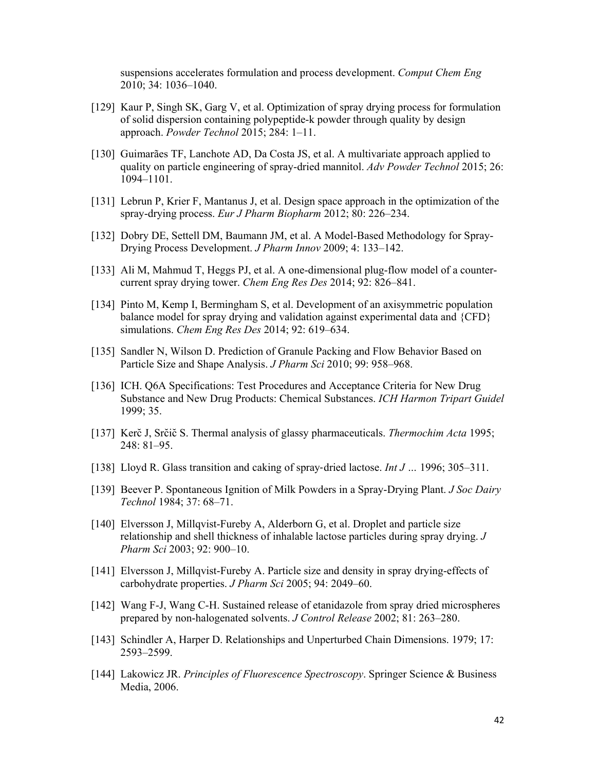suspensions accelerates formulation and process development. *Comput Chem Eng* 2010; 34: 1036–1040.

[129] Kaur P, Singh SK, Garg V, et al. Optimization of spray drying process for formulation of solid dispersion containing polypeptide-k powder through quality by design approach. *Powder Technol* 2015; 284: 1–11.

[130] Guimarães TF, Lanchote AD, Da Costa JS, et al. A multivariate approach applied to quality on particle engineering of spray-dried mannitol. *Adv Powder Technol* 2015; 26: 1094–1101.

[131] Lebrun P, Krier F, Mantanus J, et al. Design space approach in the optimization of the spray-drying process. *Eur J Pharm Biopharm* 2012; 80: 226–234.

[132] Dobry DE, Settell DM, Baumann JM, et al. A Model-Based Methodology for Spray-Drying Process Development. *J Pharm Innov* 2009; 4: 133–142.

[133] Ali M, Mahmud T, Heggs PJ, et al. A one-dimensional plug-flow model of a counter-current spray drying tower. *Chem Eng Res Des* 2014; 92: 826–841.

[134] Pinto M, Kemp I, Bermingham S, et al. Development of an axisymmetric population balance model for spray drying and validation against experimental data and {CFD} simulations. *Chem Eng Res Des* 2014; 92: 619–634.

[135] Sandler N, Wilson D. Prediction of Granule Packing and Flow Behavior Based on Particle Size and Shape Analysis. *J Pharm Sci* 2010; 99: 958–968.

[136] ICH. Q6A Specifications: Test Procedures and Acceptance Criteria for New Drug Substance and New Drug Products: Chemical Substances. *ICH Harmon Tripart Guidel* 1999; 35.

[137] Kerč J, Srčič S. Thermal analysis of glassy pharmaceuticals. *Thermochim Acta* 1995; 248: 81–95.

[138] Lloyd R. Glass transition and caking of spray-dried lactose. *Int J …* 1996; 305–311.

[139] Beever P. Spontaneous Ignition of Milk Powders in a Spray-Drying Plant. *J Soc Dairy Technol* 1984; 37: 68–71.

[140] Elversson J, Millqvist-Fureby A, Alderborn G, et al. Droplet and particle size relationship and shell thickness of inhalable lactose particles during spray drying. *J Pharm Sci* 2003; 92: 900–10.

[141] Elversson J, Millqvist-Fureby A. Particle size and density in spray drying-effects of carbohydrate properties. *J Pharm Sci* 2005; 94: 2049–60.

[142] Wang F-J, Wang C-H. Sustained release of etanidazole from spray dried microspheres prepared by non-halogenated solvents. *J Control Release* 2002; 81: 263–280.

[143] Schindler A, Harper D. Relationships and Unperturbed Chain Dimensions. 1979; 17: 2593–2599.

[144] Lakowicz JR. *Principles of Fluorescence Spectroscopy*. Springer Science & Business Media, 2006.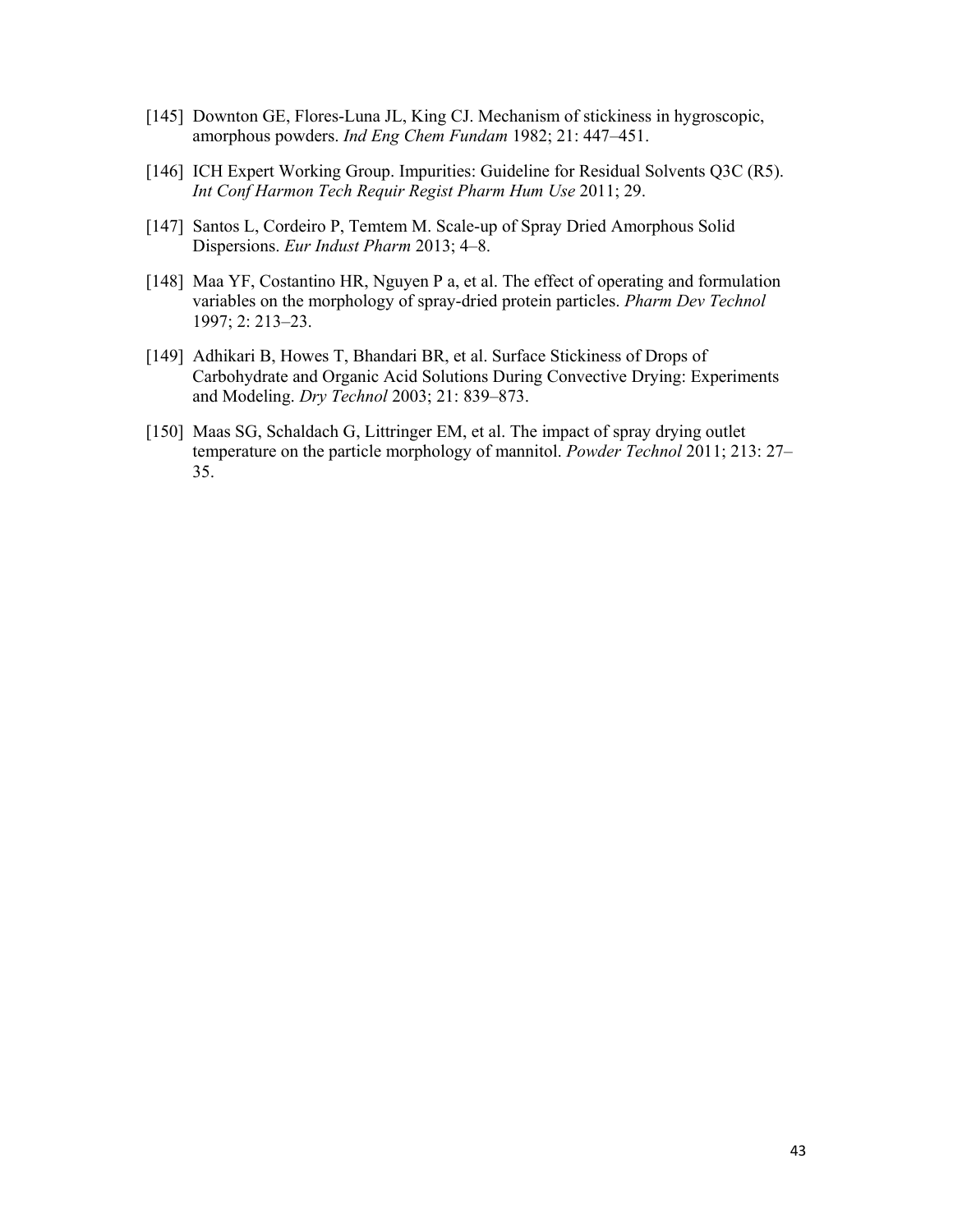[145] Downton GE, Flores-Luna JL, King CJ. Mechanism of stickiness in hygroscopic, amorphous powders. *Ind Eng Chem Fundam* 1982; 21: 447–451.

[146] ICH Expert Working Group. Impurities: Guideline for Residual Solvents Q3C (R5). *Int Conf Harmon Tech Requir Regist Pharm Hum Use* 2011; 29.

[147] Santos L, Cordeiro P, Temtem M. Scale-up of Spray Dried Amorphous Solid Dispersions. *Eur Indust Pharm* 2013; 4–8.

[148] Maa YF, Costantino HR, Nguyen P a, et al. The effect of operating and formulation variables on the morphology of spray-dried protein particles. *Pharm Dev Technol* 1997; 2: 213–23.

[149] Adhikari B, Howes T, Bhandari BR, et al. Surface Stickiness of Drops of Carbohydrate and Organic Acid Solutions During Convective Drying: Experiments and Modeling. *Dry Technol* 2003; 21: 839–873.

[150] Maas SG, Schaldach G, Littringer EM, et al. The impact of spray drying outlet temperature on the particle morphology of mannitol. *Powder Technol* 2011; 213: 27–35.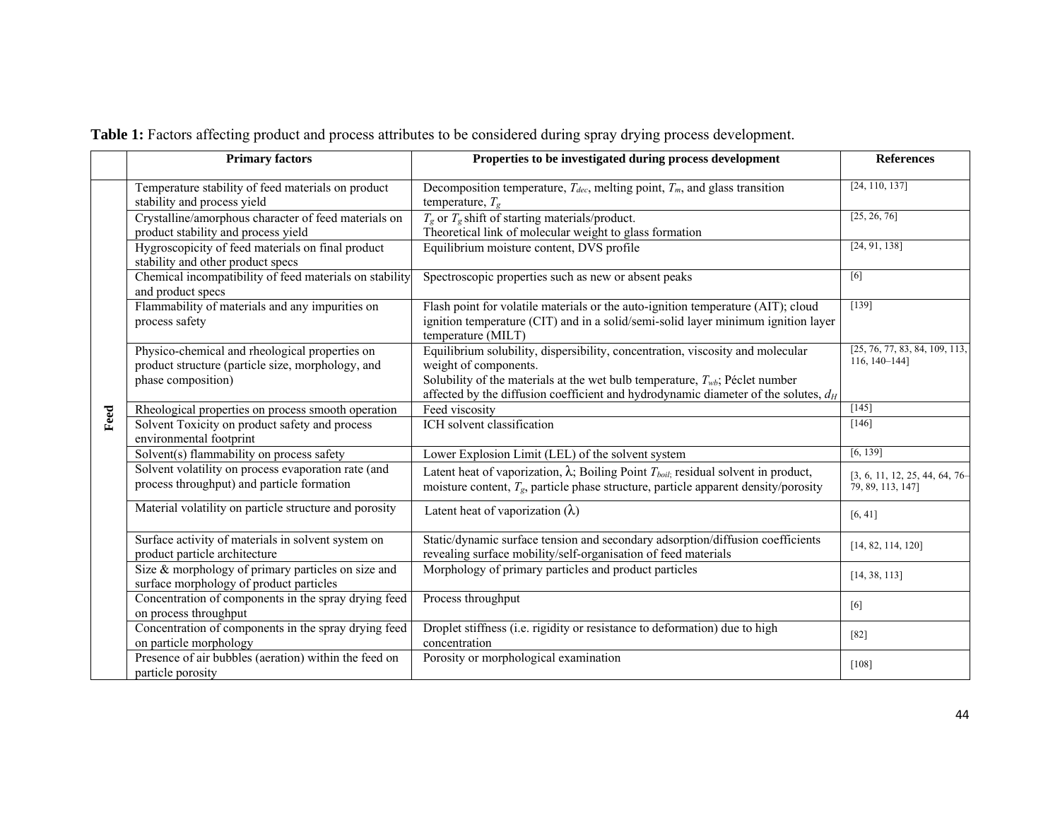**Table 1:** Factors affecting product and process attributes to be considered during spray drying process development.

| | Primary factors | Properties to be investigated during process development | References |
|---|---|---|---|
| **Feed** | Temperature stability of feed materials on product stability and process yield | Decomposition temperature, $T_{dec}$, melting point, $T_m$, and glass transition temperature, $T_g$ | [24, 110, 137] |
| | Crystalline/amorphous character of feed materials on product stability and process yield | $T_g$ or $T_g$ shift of starting materials/product. Theoretical link of molecular weight to glass formation | [25, 26, 76] |
| | Hygroscopicity of feed materials on final product stability and other product specs | Equilibrium moisture content, DVS profile | [24, 91, 138] |
| | Chemical incompatibility of feed materials on stability and product specs | Spectroscopic properties such as new or absent peaks | [6] |
| | Flammability of materials and any impurities on process safety | Flash point for volatile materials or the auto-ignition temperature (AIT); cloud ignition temperature (CIT) and in a solid/semi-solid layer minimum ignition layer temperature (MILT) | [139] |
| | Physico-chemical and rheological properties on product structure (particle size, morphology, and phase composition) | Equilibrium solubility, dispersibility, concentration, viscosity and molecular weight of components. Solubility of the materials at the wet bulb temperature, $T_{wb}$; Péclet number affected by the diffusion coefficient and hydrodynamic diameter of the solutes, $d_H$ | [25, 76, 77, 83, 84, 109, 113, 116, 140–144] |
| | Rheological properties on process smooth operation | Feed viscosity | [145] |
| | Solvent Toxicity on product safety and process environmental footprint | ICH solvent classification | [146] |
| | Solvent(s) flammability on process safety | Lower Explosion Limit (LEL) of the solvent system | [6, 139] |
| | Solvent volatility on process evaporation rate (and process throughput) and particle formation | Latent heat of vaporization, $\lambda$; Boiling Point $T_{boil}$; residual solvent in product, moisture content, $T_g$, particle phase structure, particle apparent density/porosity | [3, 6, 11, 12, 25, 44, 64, 76–79, 89, 113, 147] |
| | Material volatility on particle structure and porosity | Latent heat of vaporization ($\lambda$) | [6, 41] |
| | Surface activity of materials in solvent system on product particle architecture | Static/dynamic surface tension and secondary adsorption/diffusion coefficients revealing surface mobility/self-organisation of feed materials | [14, 82, 114, 120] |
| | Size & morphology of primary particles on size and surface morphology of product particles | Morphology of primary particles and product particles | [14, 38, 113] |
| | Concentration of components in the spray drying feed on process throughput | Process throughput | [6] |
| | Concentration of components in the spray drying feed on particle morphology | Droplet stiffness (i.e. rigidity or resistance to deformation) due to high concentration | [82] |
| | Presence of air bubbles (aeration) within the feed on particle porosity | Porosity or morphological examination | [108] |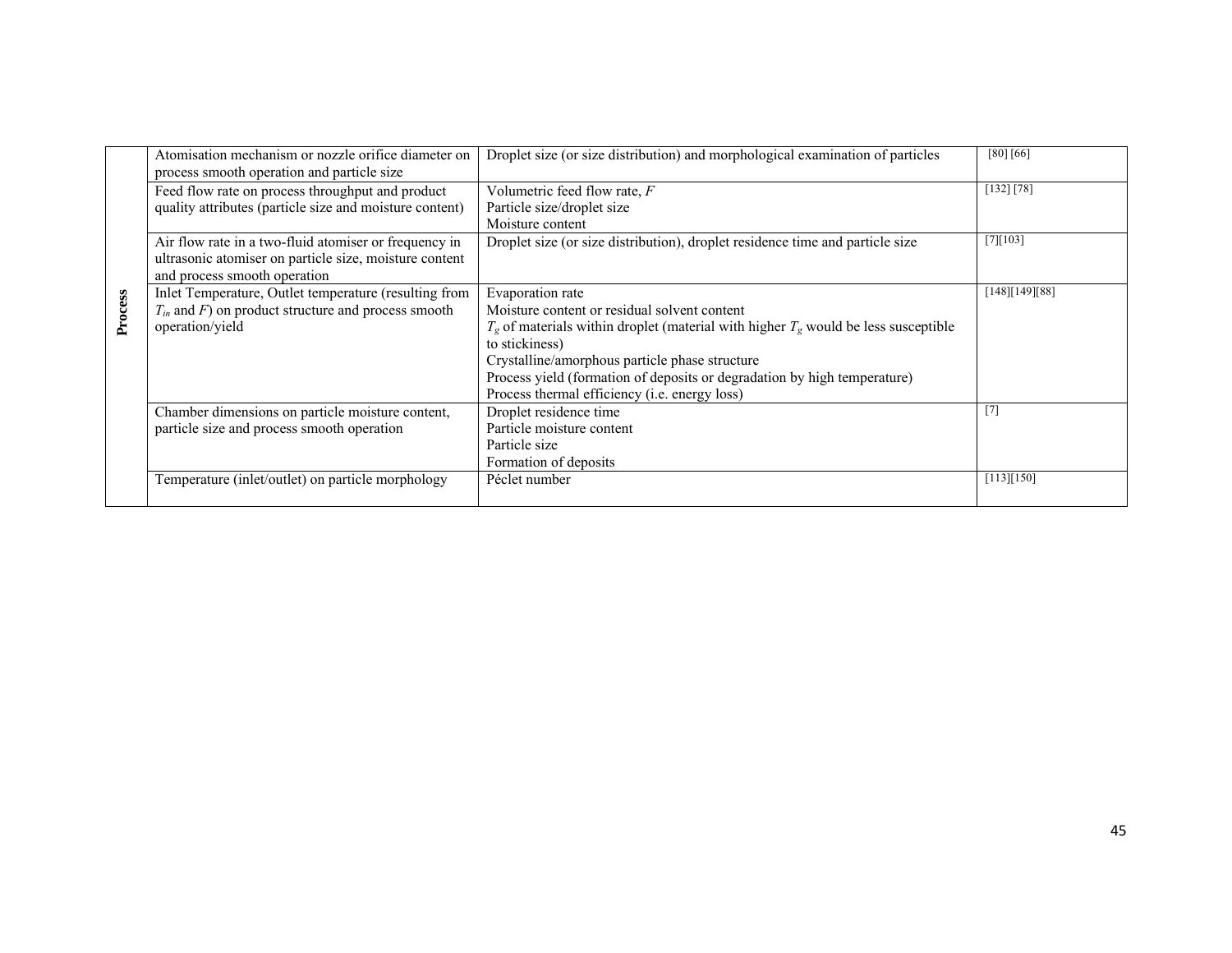| | | | |
|---|---|---|---|
| **Process** | Atomisation mechanism or nozzle orifice diameter on process smooth operation and particle size | Droplet size (or size distribution) and morphological examination of particles | [80] [66] |
| | Feed flow rate on process throughput and product quality attributes (particle size and moisture content) | Volumetric feed flow rate, $F$<br>Particle size/droplet size<br>Moisture content | [132] [78] |
| | Air flow rate in a two-fluid atomiser or frequency in ultrasonic atomiser on particle size, moisture content and process smooth operation | Droplet size (or size distribution), droplet residence time and particle size | [7][103] |
| | Inlet Temperature, Outlet temperature (resulting from $T_{in}$ and $F$) on product structure and process smooth operation/yield | Evaporation rate<br>Moisture content or residual solvent content<br>$T_g$ of materials within droplet (material with higher $T_g$ would be less susceptible to stickiness)<br>Crystalline/amorphous particle phase structure<br>Process yield (formation of deposits or degradation by high temperature)<br>Process thermal efficiency (i.e. energy loss) | [148][149][88] |
| | Chamber dimensions on particle moisture content, particle size and process smooth operation | Droplet residence time<br>Particle moisture content<br>Particle size<br>Formation of deposits | [7] |
| | Temperature (inlet/outlet) on particle morphology | Péclet number | [113][150] |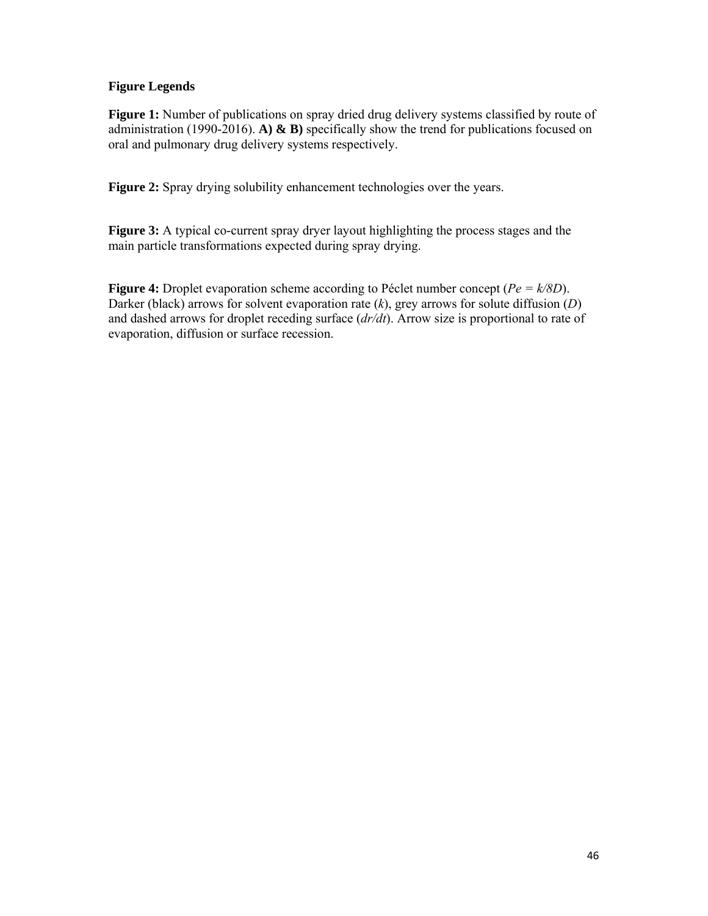## Figure Legends

**Figure 1:** Number of publications on spray dried drug delivery systems classified by route of administration (1990-2016). **A) & B)** specifically show the trend for publications focused on oral and pulmonary drug delivery systems respectively.

**Figure 2:** Spray drying solubility enhancement technologies over the years.

**Figure 3:** A typical co-current spray dryer layout highlighting the process stages and the main particle transformations expected during spray drying.

**Figure 4:** Droplet evaporation scheme according to Péclet number concept ($Pe = k/8D$). Darker (black) arrows for solvent evaporation rate ($k$), grey arrows for solute diffusion ($D$) and dashed arrows for droplet receding surface ($dr/dt$). Arrow size is proportional to rate of evaporation, diffusion or surface recession.